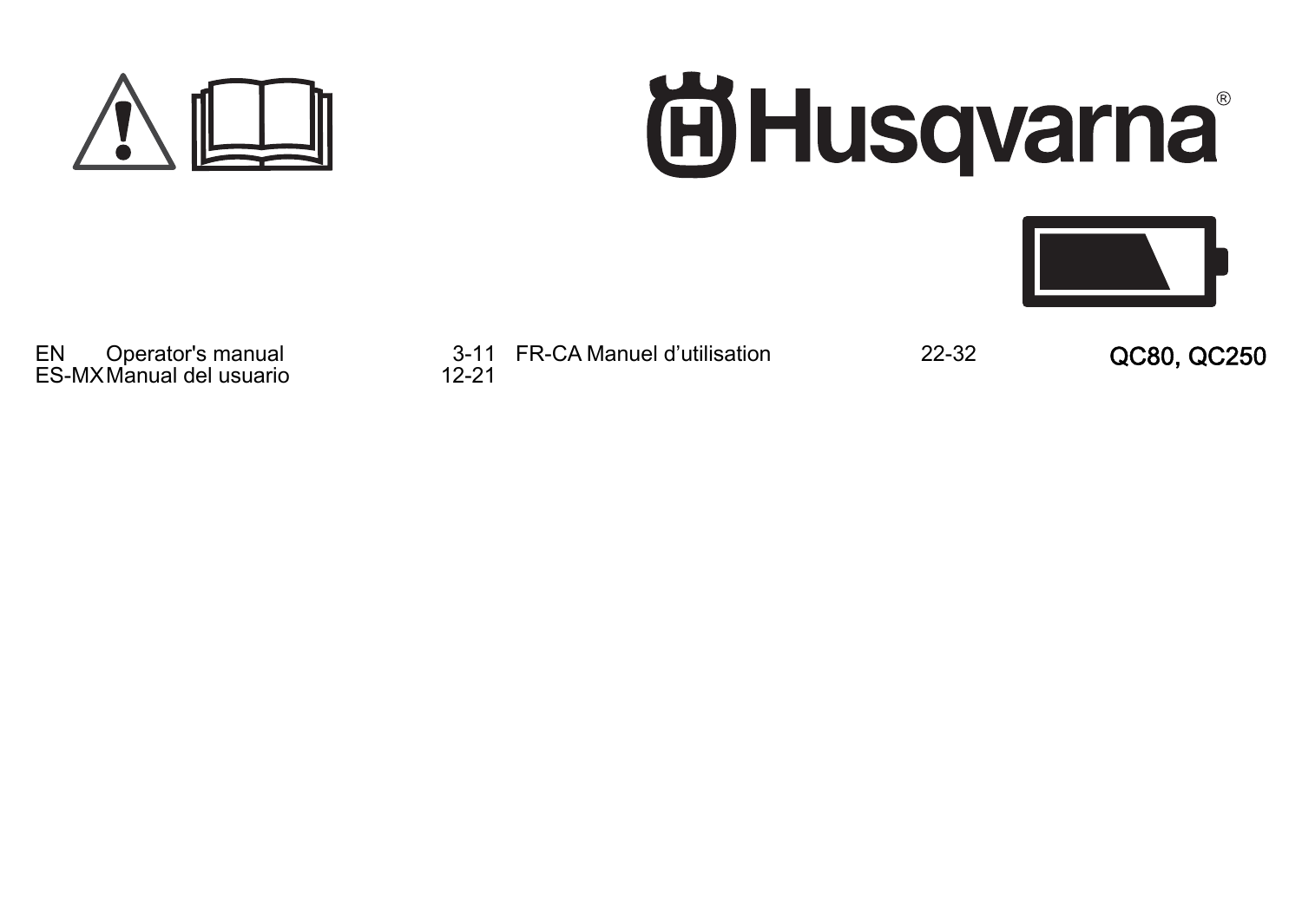Husqvarna®

| | | | | | |
|---|---|---|---|---|---|
| EN | Operator's manual | 3-11 | FR-CA | Manuel d’utilisation | 22-32 |
| ES-MX | Manual del usuario | 12-21 | | | |

**QC80, QC250**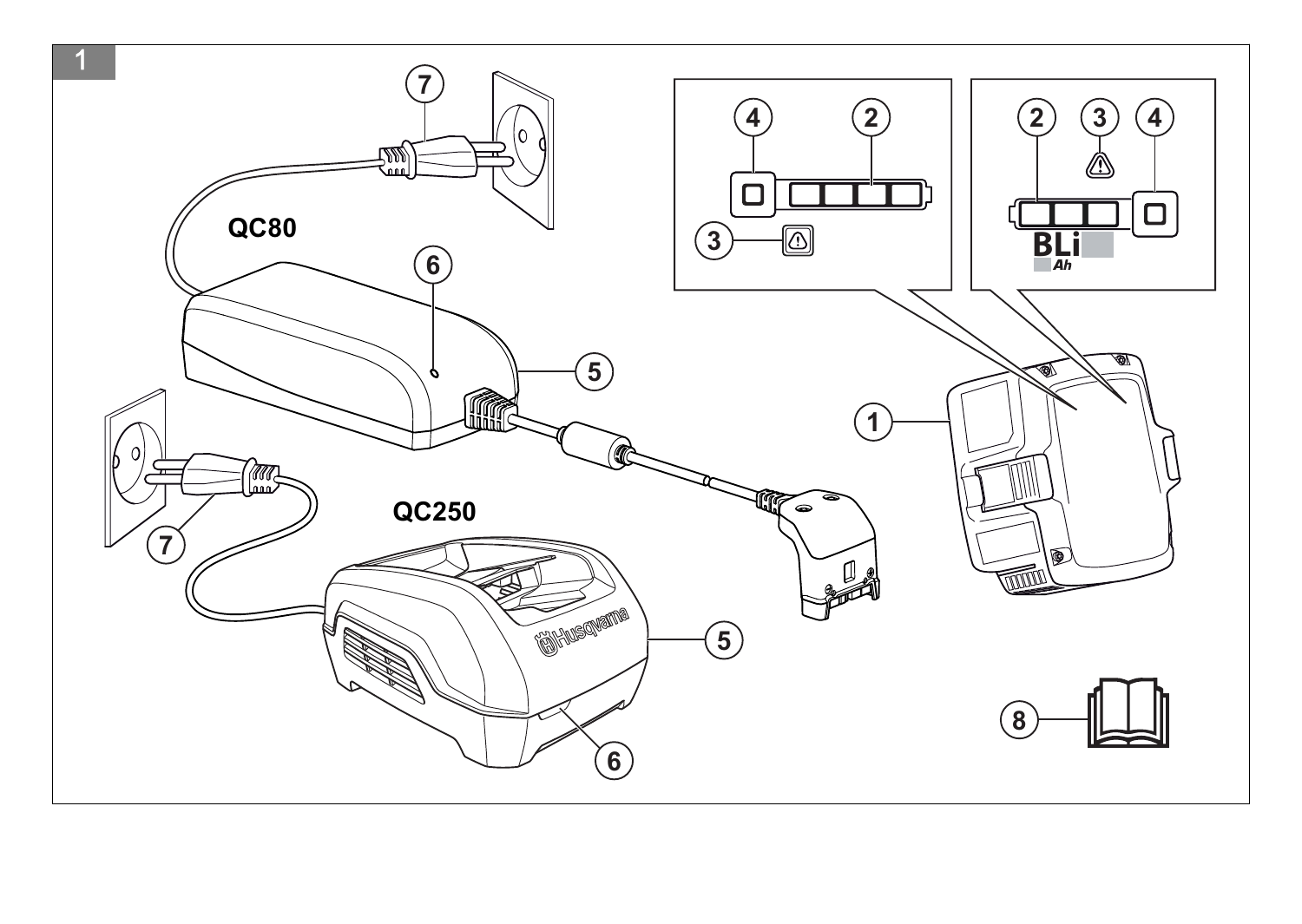1

QC80

QC250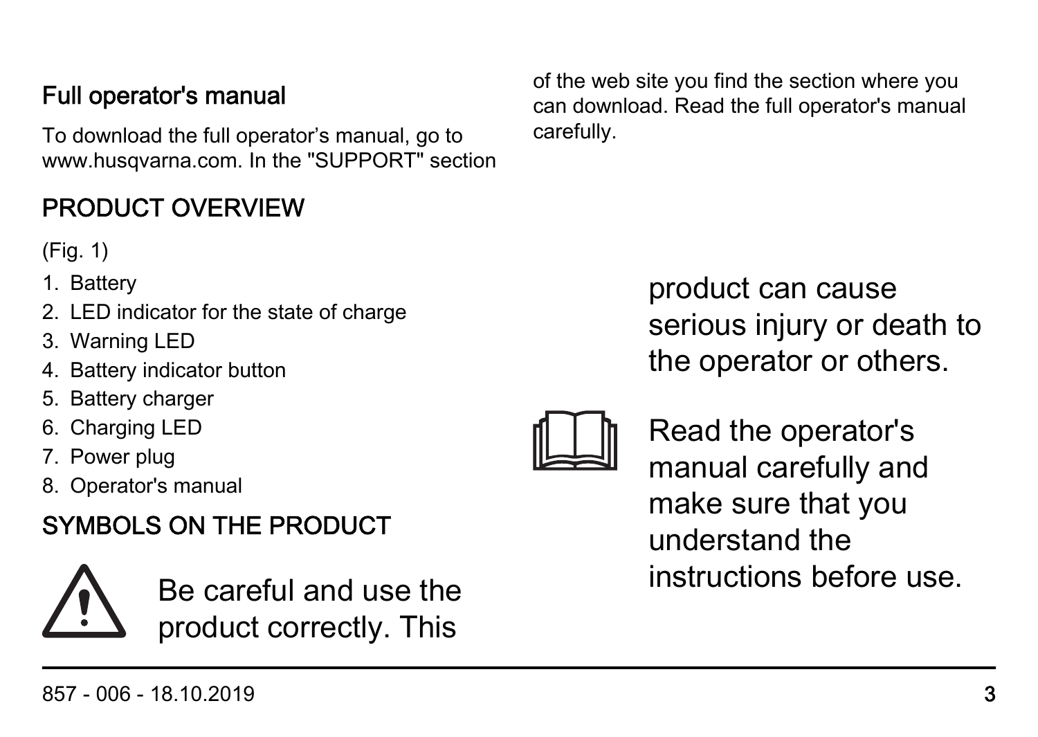## Full operator's manual

To download the full operator's manual, go to www.husqvarna.com. In the "SUPPORT" section of the web site you find the section where you can download. Read the full operator's manual carefully.

## PRODUCT OVERVIEW

(Fig. 1)

1. Battery
2. LED indicator for the state of charge
3. Warning LED
4. Battery indicator button
5. Battery charger
6. Charging LED
7. Power plug
8. Operator's manual

## SYMBOLS ON THE PRODUCT

Be careful and use the product correctly. This product can cause serious injury or death to the operator or others.

Read the operator's manual carefully and make sure that you understand the instructions before use.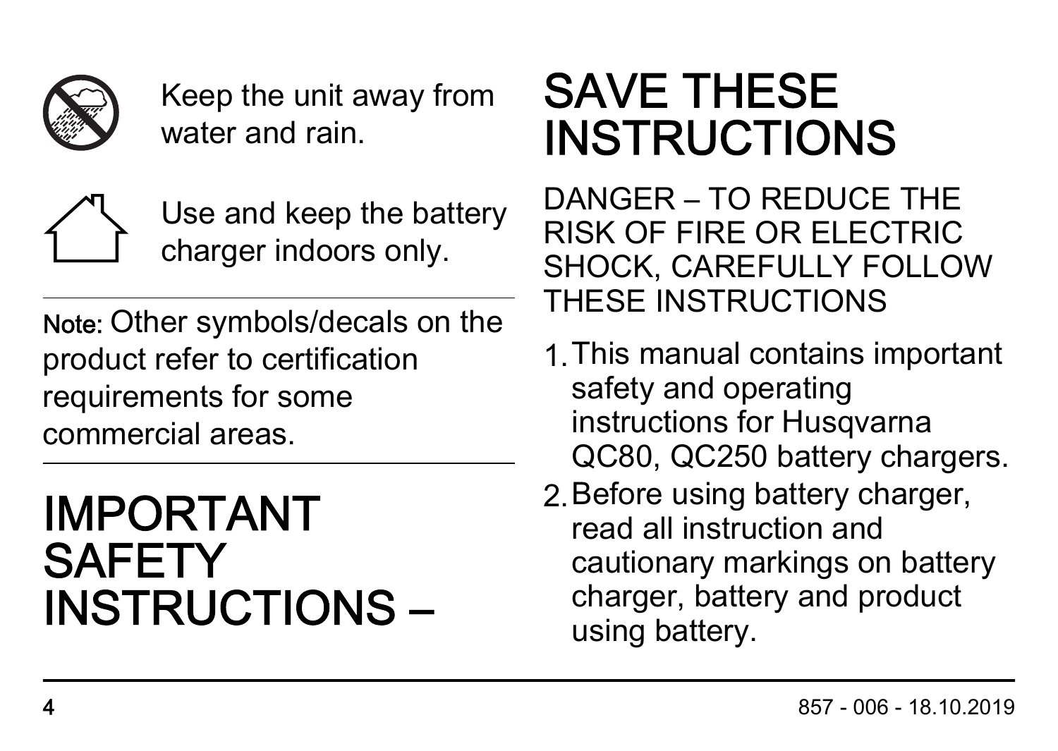Keep the unit away from water and rain.

Use and keep the battery charger indoors only.

**Note:** Other symbols/decals on the product refer to certification requirements for some commercial areas.

# IMPORTANT SAFETY INSTRUCTIONS –

# SAVE THESE INSTRUCTIONS

DANGER – TO REDUCE THE RISK OF FIRE OR ELECTRIC SHOCK, CAREFULLY FOLLOW THESE INSTRUCTIONS

1. This manual contains important safety and operating instructions for Husqvarna QC80, QC250 battery chargers.
2. Before using battery charger, read all instruction and cautionary markings on battery charger, battery and product using battery.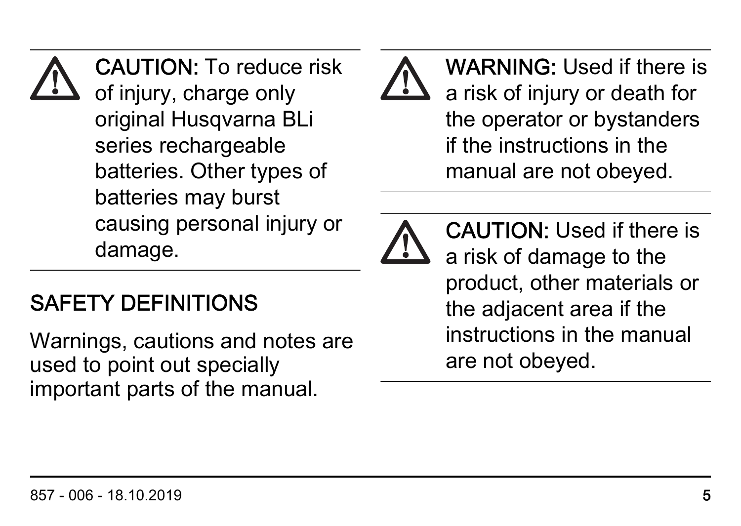**CAUTION:** To reduce risk of injury, charge only original Husqvarna BLi series rechargeable batteries. Other types of batteries may burst causing personal injury or damage.

## SAFETY DEFINITIONS

Warnings, cautions and notes are used to point out specially important parts of the manual.

**WARNING:** Used if there is a risk of injury or death for the operator or bystanders if the instructions in the manual are not obeyed.

**CAUTION:** Used if there is a risk of damage to the product, other materials or the adjacent area if the instructions in the manual are not obeyed.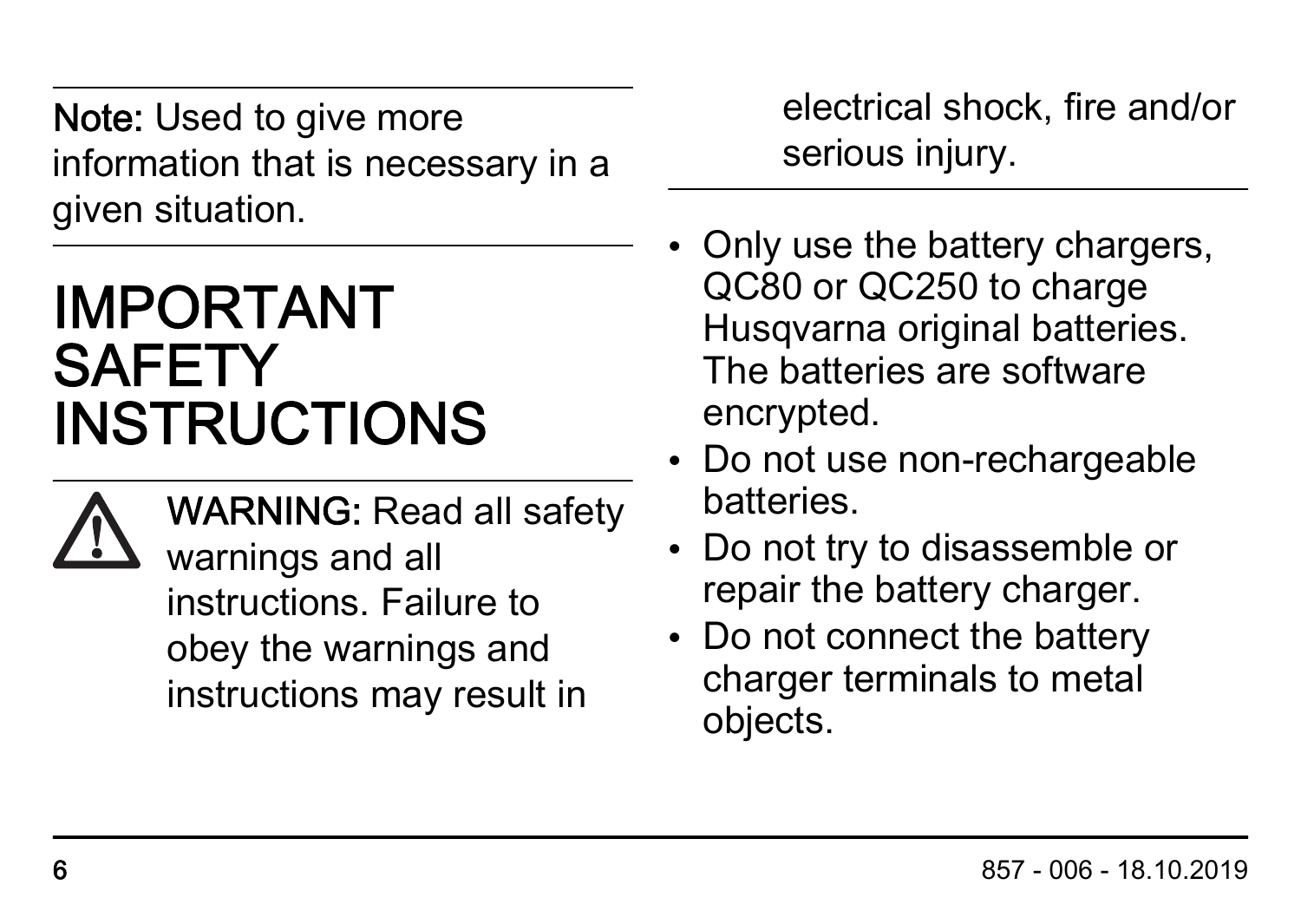**Note:** Used to give more information that is necessary in a given situation.

# IMPORTANT SAFETY INSTRUCTIONS

**WARNING:** Read all safety warnings and all instructions. Failure to obey the warnings and instructions may result in electrical shock, fire and/or serious injury.

- Only use the battery chargers, QC80 or QC250 to charge Husqvarna original batteries. The batteries are software encrypted.
- Do not use non-rechargeable batteries.
- Do not try to disassemble or repair the battery charger.
- Do not connect the battery charger terminals to metal objects.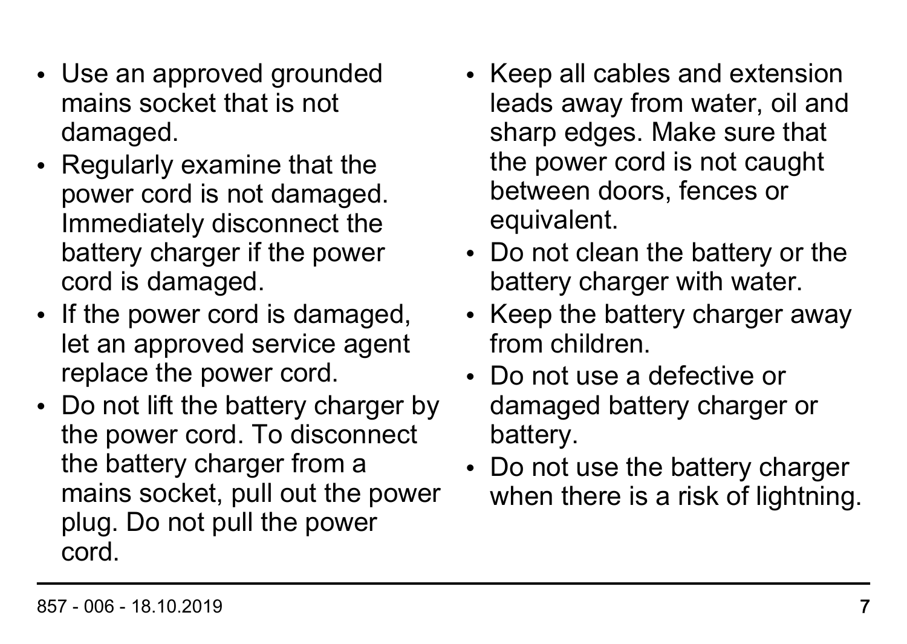- Use an approved grounded mains socket that is not damaged.
- Regularly examine that the power cord is not damaged. Immediately disconnect the battery charger if the power cord is damaged.
- If the power cord is damaged, let an approved service agent replace the power cord.
- Do not lift the battery charger by the power cord. To disconnect the battery charger from a mains socket, pull out the power plug. Do not pull the power cord.
- Keep all cables and extension leads away from water, oil and sharp edges. Make sure that the power cord is not caught between doors, fences or equivalent.
- Do not clean the battery or the battery charger with water.
- Keep the battery charger away from children.
- Do not use a defective or damaged battery charger or battery.
- Do not use the battery charger when there is a risk of lightning.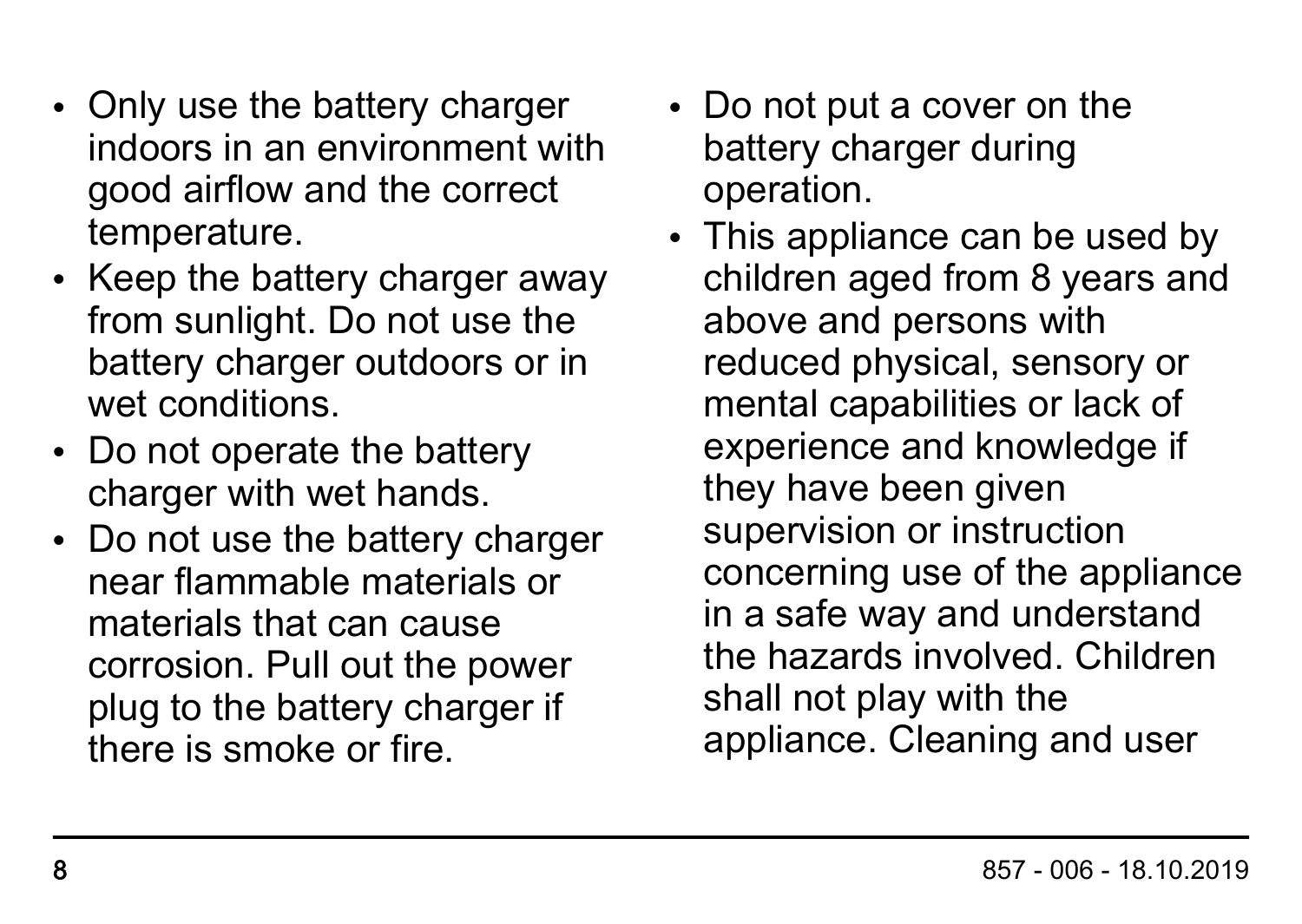- Only use the battery charger indoors in an environment with good airflow and the correct temperature.
- Keep the battery charger away from sunlight. Do not use the battery charger outdoors or in wet conditions.
- Do not operate the battery charger with wet hands.
- Do not use the battery charger near flammable materials or materials that can cause corrosion. Pull out the power plug to the battery charger if there is smoke or fire.
- Do not put a cover on the battery charger during operation.
- This appliance can be used by children aged from 8 years and above and persons with reduced physical, sensory or mental capabilities or lack of experience and knowledge if they have been given supervision or instruction concerning use of the appliance in a safe way and understand the hazards involved. Children shall not play with the appliance. Cleaning and user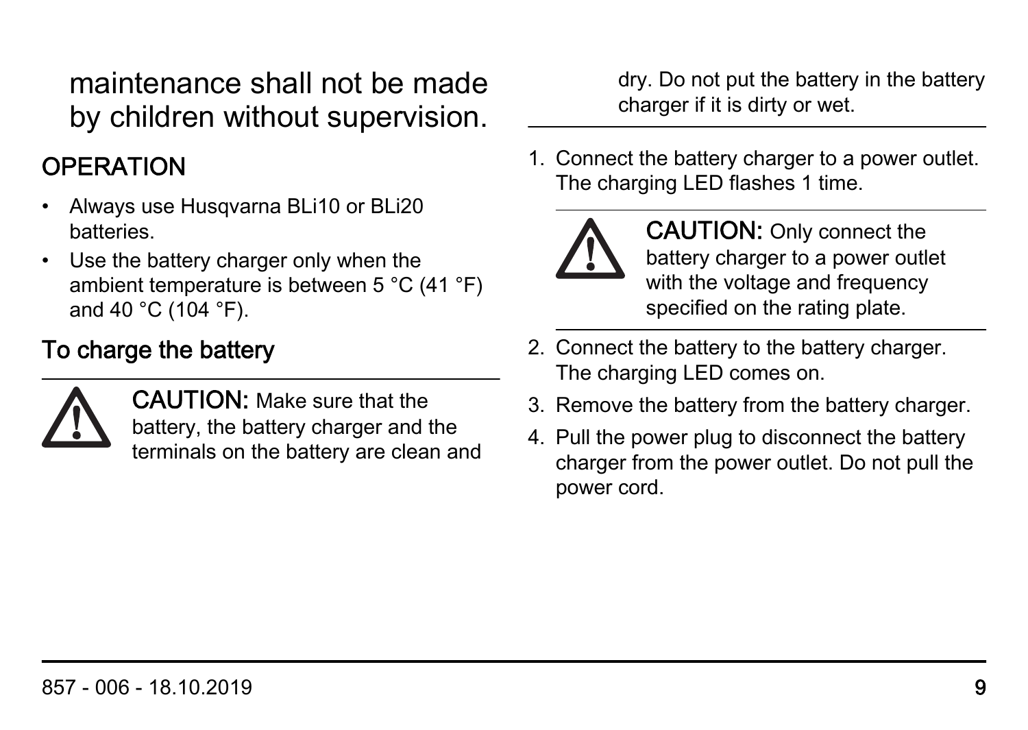maintenance shall not be made by children without supervision.

## OPERATION

- Always use Husqvarna BLi10 or BLi20 batteries.
- Use the battery charger only when the ambient temperature is between 5 °C (41 °F) and 40 °C (104 °F).

### To charge the battery

**CAUTION:** Make sure that the battery, the battery charger and the terminals on the battery are clean and dry. Do not put the battery in the battery charger if it is dirty or wet.

1. Connect the battery charger to a power outlet. The charging LED flashes 1 time.

   **CAUTION:** Only connect the battery charger to a power outlet with the voltage and frequency specified on the rating plate.

2. Connect the battery to the battery charger. The charging LED comes on.
3. Remove the battery from the battery charger.
4. Pull the power plug to disconnect the battery charger from the power outlet. Do not pull the power cord.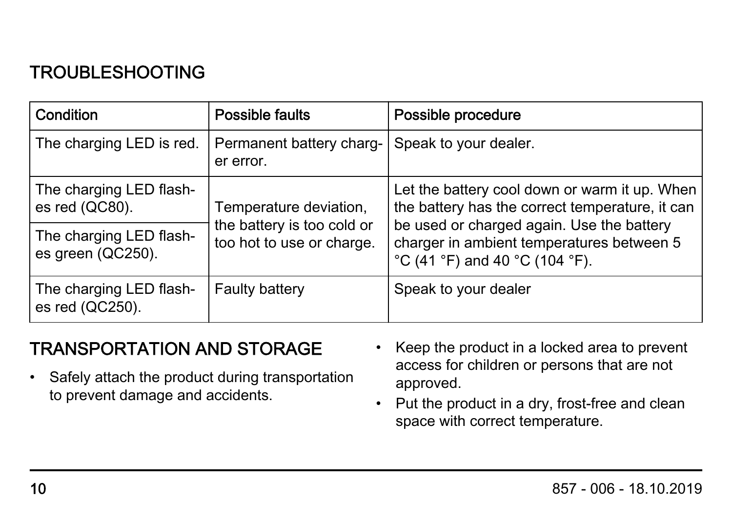## TROUBLESHOOTING

| Condition | Possible faults | Possible procedure |
| --- | --- | --- |
| The charging LED is red. | Permanent battery charger error. | Speak to your dealer. |
| The charging LED flashes red (QC80). | Temperature deviation, the battery is too cold or too hot to use or charge. | Let the battery cool down or warm it up. When the battery has the correct temperature, it can be used or charged again. Use the battery charger in ambient temperatures between 5 °C (41 °F) and 40 °C (104 °F). |
| The charging LED flashes green (QC250). | | |
| The charging LED flashes red (QC250). | Faulty battery | Speak to your dealer |

## TRANSPORTATION AND STORAGE

- Safely attach the product during transportation to prevent damage and accidents.
- Keep the product in a locked area to prevent access for children or persons that are not approved.
- Put the product in a dry, frost-free and clean space with correct temperature.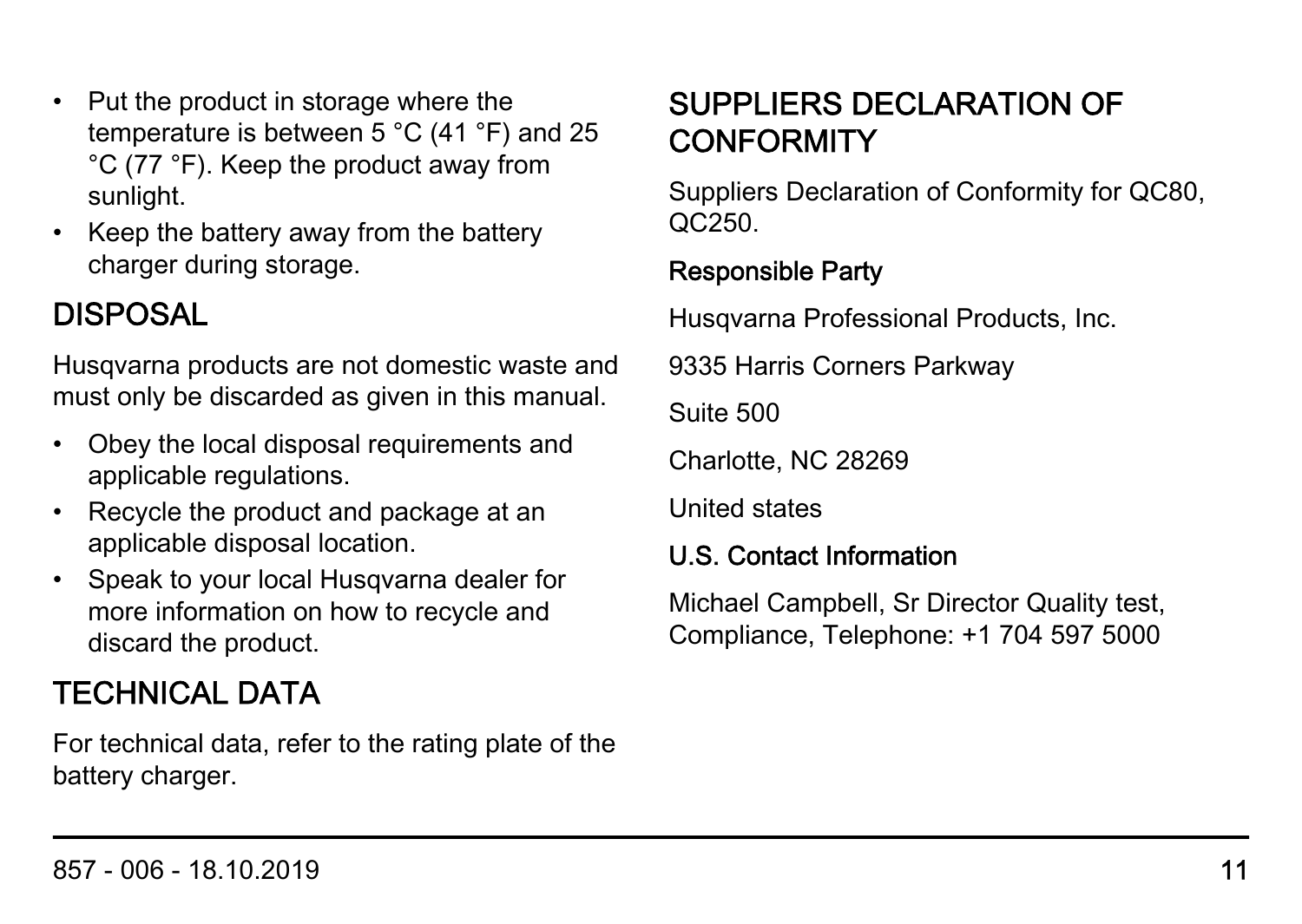- Put the product in storage where the temperature is between 5 °C (41 °F) and 25 °C (77 °F). Keep the product away from sunlight.
- Keep the battery away from the battery charger during storage.

## DISPOSAL

Husqvarna products are not domestic waste and must only be discarded as given in this manual.

- Obey the local disposal requirements and applicable regulations.
- Recycle the product and package at an applicable disposal location.
- Speak to your local Husqvarna dealer for more information on how to recycle and discard the product.

## TECHNICAL DATA

For technical data, refer to the rating plate of the battery charger.

## SUPPLIERS DECLARATION OF CONFORMITY

Suppliers Declaration of Conformity for QC80, QC250.

### Responsible Party

Husqvarna Professional Products, Inc.

9335 Harris Corners Parkway

Suite 500

Charlotte, NC 28269

United states

### U.S. Contact Information

Michael Campbell, Sr Director Quality test, Compliance, Telephone: +1 704 597 5000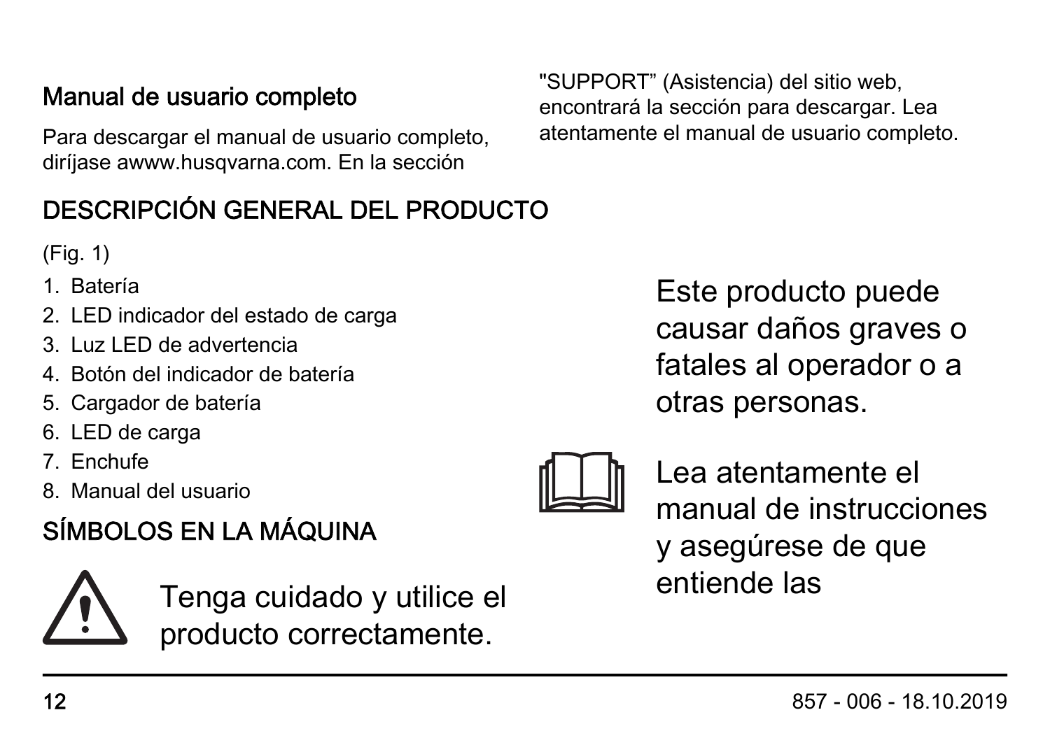### Manual de usuario completo

Para descargar el manual de usuario completo, diríjase awww.husqvarna.com. En la sección "SUPPORT" (Asistencia) del sitio web, encontrará la sección para descargar. Lea atentamente el manual de usuario completo.

## DESCRIPCIÓN GENERAL DEL PRODUCTO

(Fig. 1)

1. Batería
2. LED indicador del estado de carga
3. Luz LED de advertencia
4. Botón del indicador de batería
5. Cargador de batería
6. LED de carga
7. Enchufe
8. Manual del usuario

## SÍMBOLOS EN LA MÁQUINA

Tenga cuidado y utilice el producto correctamente.

Este producto puede causar daños graves o fatales al operador o a otras personas.

Lea atentamente el manual de instrucciones y asegúrese de que entiende las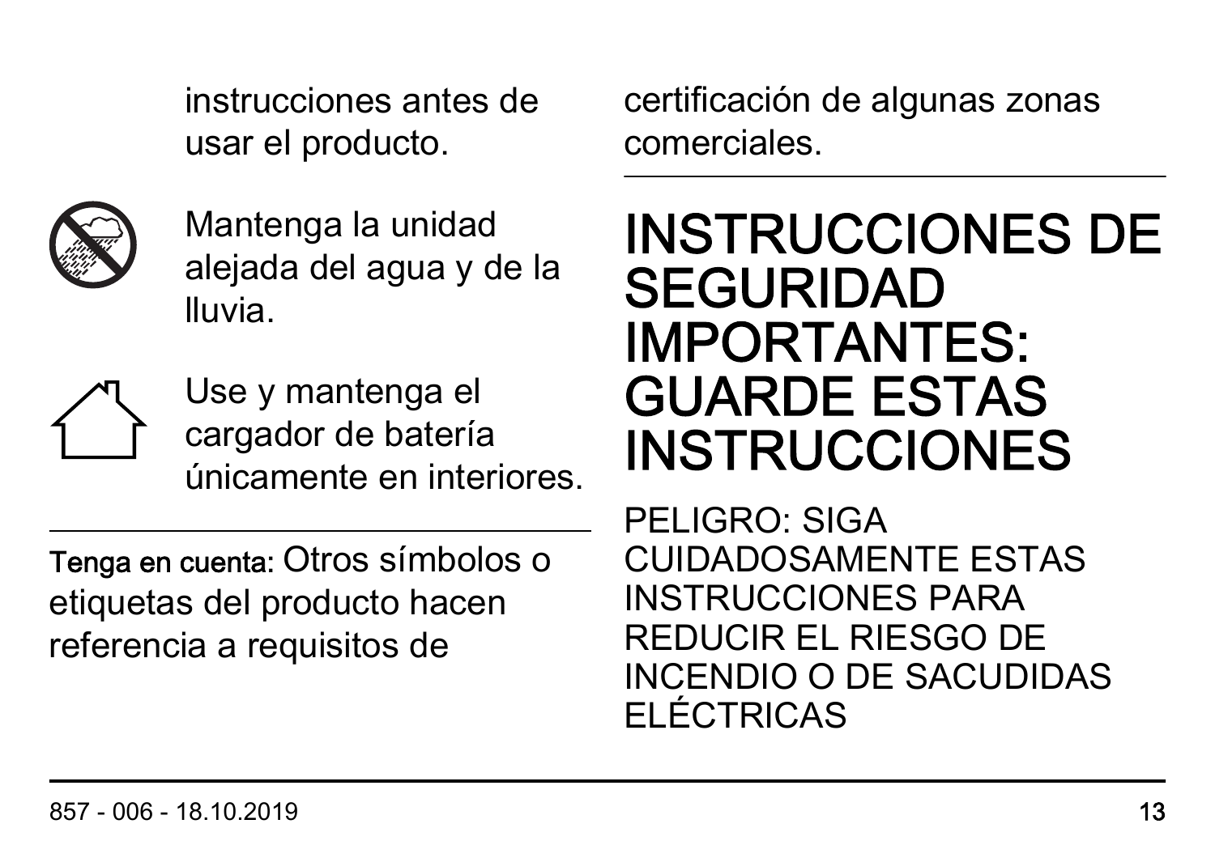instrucciones antes de usar el producto.

Mantenga la unidad alejada del agua y de la lluvia.

Use y mantenga el cargador de batería únicamente en interiores.

---

**Tenga en cuenta:** Otros símbolos o etiquetas del producto hacen referencia a requisitos de certificación de algunas zonas comerciales.

---

# INSTRUCCIONES DE SEGURIDAD IMPORTANTES: GUARDE ESTAS INSTRUCCIONES

PELIGRO: SIGA CUIDADOSAMENTE ESTAS INSTRUCCIONES PARA REDUCIR EL RIESGO DE INCENDIO O DE SACUDIDAS ELÉCTRICAS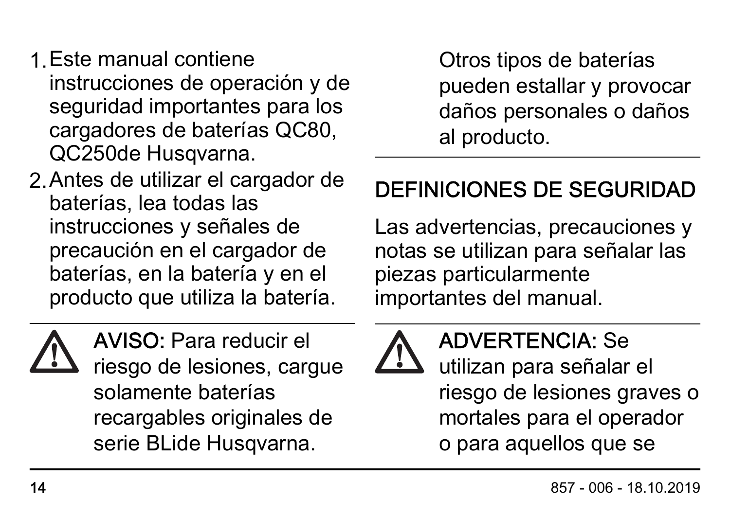1. Este manual contiene instrucciones de operación y de seguridad importantes para los cargadores de baterías QC80, QC250de Husqvarna.
2. Antes de utilizar el cargador de baterías, lea todas las instrucciones y señales de precaución en el cargador de baterías, en la batería y en el producto que utiliza la batería.

**AVISO:** Para reducir el riesgo de lesiones, cargue solamente baterías recargables originales de serie BLide Husqvarna. Otros tipos de baterías pueden estallar y provocar daños personales o daños al producto.

## DEFINICIONES DE SEGURIDAD

Las advertencias, precauciones y notas se utilizan para señalar las piezas particularmente importantes del manual.

**ADVERTENCIA:** Se utilizan para señalar el riesgo de lesiones graves o mortales para el operador o para aquellos que se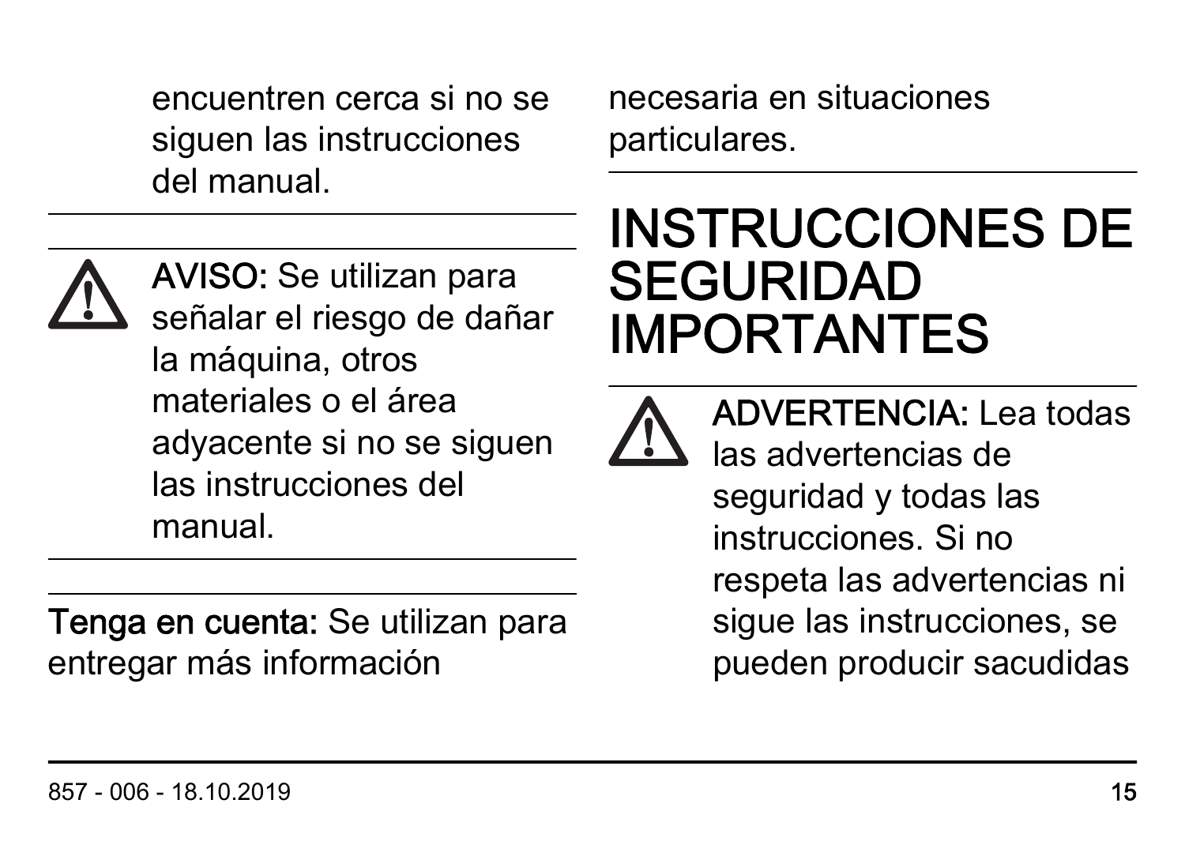encuentren cerca si no se siguen las instrucciones del manual.

---

⚠ **AVISO:** Se utilizan para señalar el riesgo de dañar la máquina, otros materiales o el área adyacente si no se siguen las instrucciones del manual.

---

**Tenga en cuenta:** Se utilizan para entregar más información necesaria en situaciones particulares.

---

# INSTRUCCIONES DE SEGURIDAD IMPORTANTES

---

⚠ **ADVERTENCIA:** Lea todas las advertencias de seguridad y todas las instrucciones. Si no respeta las advertencias ni sigue las instrucciones, se pueden producir sacudidas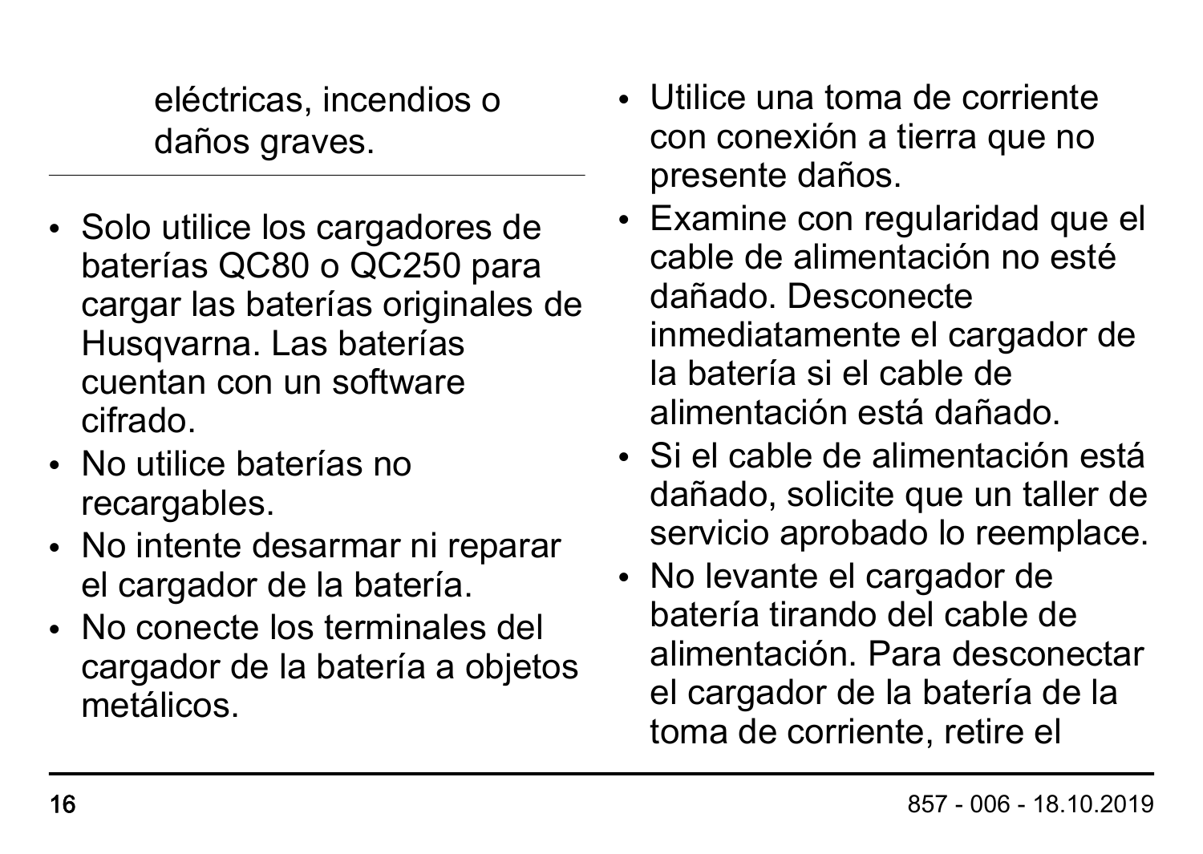eléctricas, incendios o daños graves.

---

- Solo utilice los cargadores de baterías QC80 o QC250 para cargar las baterías originales de Husqvarna. Las baterías cuentan con un software cifrado.
- No utilice baterías no recargables.
- No intente desarmar ni reparar el cargador de la batería.
- No conecte los terminales del cargador de la batería a objetos metálicos.
- Utilice una toma de corriente con conexión a tierra que no presente daños.
- Examine con regularidad que el cable de alimentación no esté dañado. Desconecte inmediatamente el cargador de la batería si el cable de alimentación está dañado.
- Si el cable de alimentación está dañado, solicite que un taller de servicio aprobado lo reemplace.
- No levante el cargador de batería tirando del cable de alimentación. Para desconectar el cargador de la batería de la toma de corriente, retire el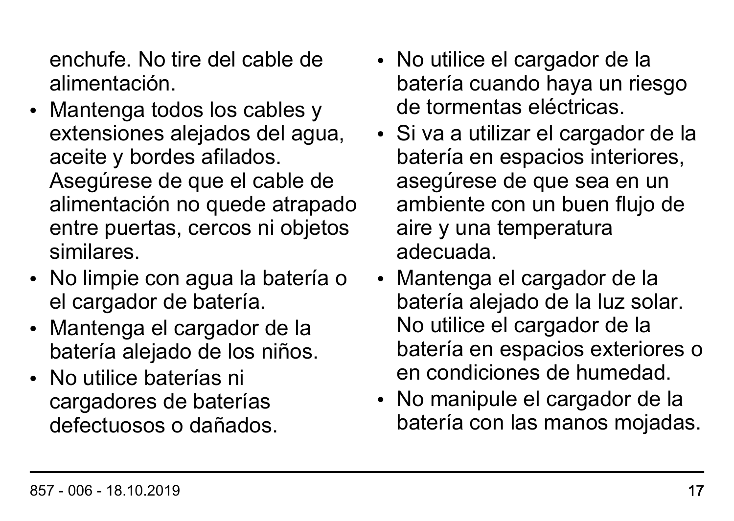enchufe. No tire del cable de alimentación.

- Mantenga todos los cables y extensiones alejados del agua, aceite y bordes afilados. Asegúrese de que el cable de alimentación no quede atrapado entre puertas, cercos ni objetos similares.
- No limpie con agua la batería o el cargador de batería.
- Mantenga el cargador de la batería alejado de los niños.
- No utilice baterías ni cargadores de baterías defectuosos o dañados.
- No utilice el cargador de la batería cuando haya un riesgo de tormentas eléctricas.
- Si va a utilizar el cargador de la batería en espacios interiores, asegúrese de que sea en un ambiente con un buen flujo de aire y una temperatura adecuada.
- Mantenga el cargador de la batería alejado de la luz solar. No utilice el cargador de la batería en espacios exteriores o en condiciones de humedad.
- No manipule el cargador de la batería con las manos mojadas.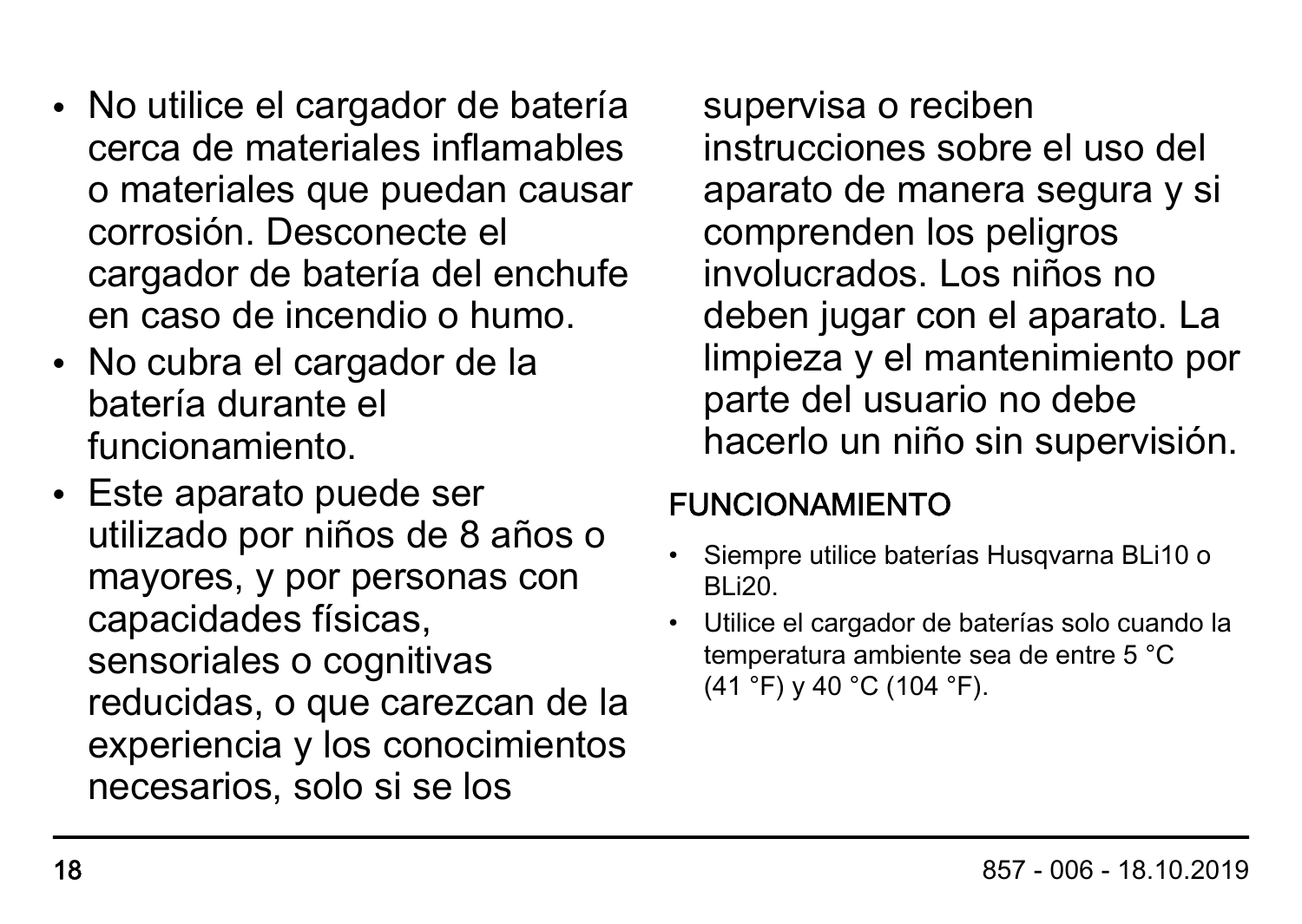- No utilice el cargador de batería cerca de materiales inflamables o materiales que puedan causar corrosión. Desconecte el cargador de batería del enchufe en caso de incendio o humo.
- No cubra el cargador de la batería durante el funcionamiento.
- Este aparato puede ser utilizado por niños de 8 años o mayores, y por personas con capacidades físicas, sensoriales o cognitivas reducidas, o que carezcan de la experiencia y los conocimientos necesarios, solo si se los supervisa o reciben instrucciones sobre el uso del aparato de manera segura y si comprenden los peligros involucrados. Los niños no deben jugar con el aparato. La limpieza y el mantenimiento por parte del usuario no debe hacerlo un niño sin supervisión.

## FUNCIONAMIENTO

- Siempre utilice baterías Husqvarna BLi10 o BLi20.
- Utilice el cargador de baterías solo cuando la temperatura ambiente sea de entre 5 °C (41 °F) y 40 °C (104 °F).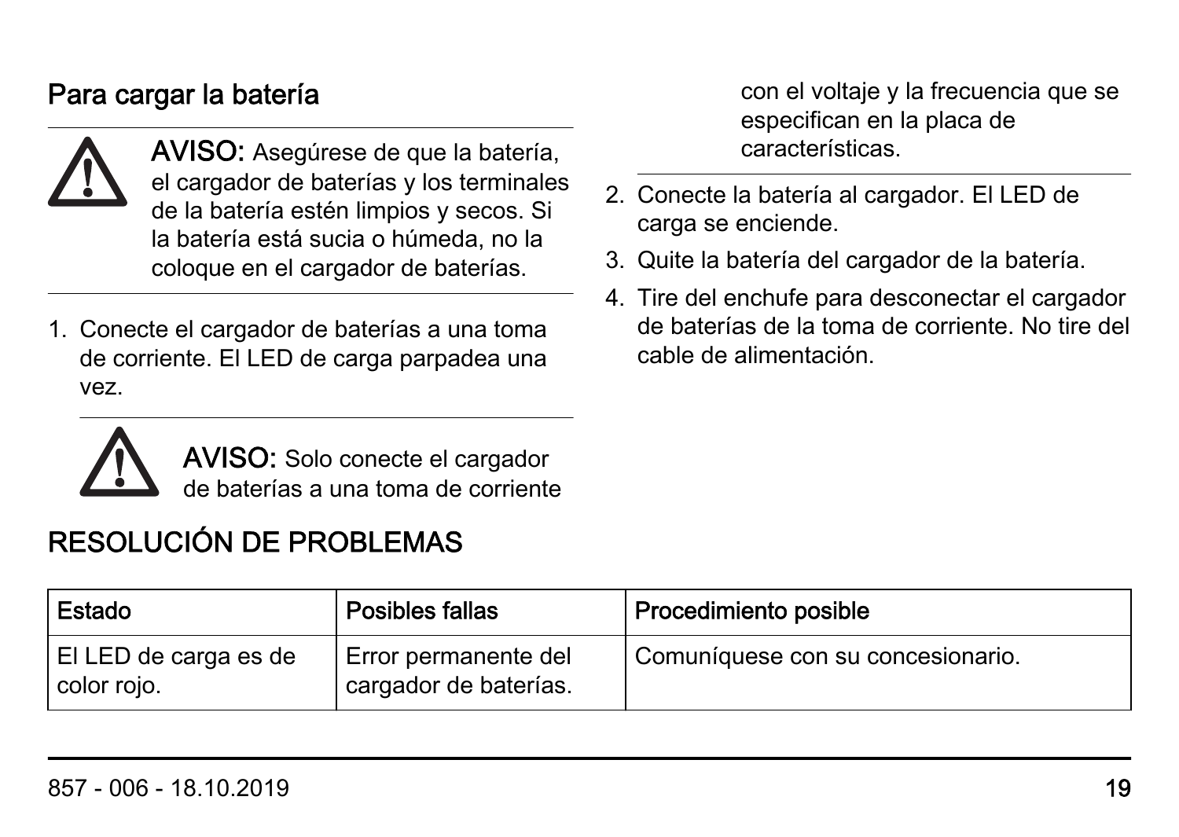## Para cargar la batería

**AVISO:** Asegúrese de que la batería, el cargador de baterías y los terminales de la batería estén limpios y secos. Si la batería está sucia o húmeda, no la coloque en el cargador de baterías.

1. Conecte el cargador de baterías a una toma de corriente. El LED de carga parpadea una vez.

   **AVISO:** Solo conecte el cargador de baterías a una toma de corriente con el voltaje y la frecuencia que se especifican en la placa de características.

2. Conecte la batería al cargador. El LED de carga se enciende.
3. Quite la batería del cargador de la batería.
4. Tire del enchufe para desconectar el cargador de baterías de la toma de corriente. No tire del cable de alimentación.

# RESOLUCIÓN DE PROBLEMAS

| Estado | Posibles fallas | Procedimiento posible |
| --- | --- | --- |
| El LED de carga es de color rojo. | Error permanente del cargador de baterías. | Comuníquese con su concesionario. |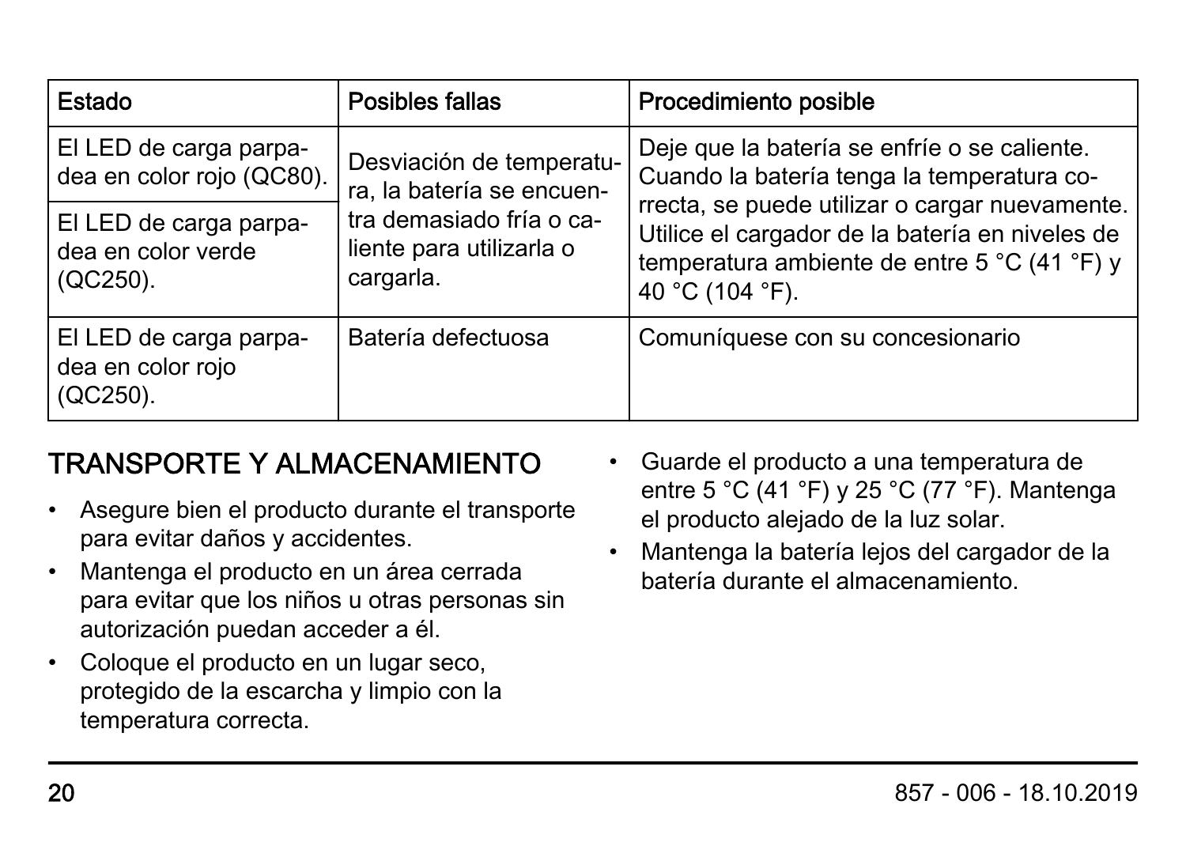| Estado | Posibles fallas | Procedimiento posible |
| --- | --- | --- |
| El LED de carga parpadea en color rojo (QC80). | Desviación de temperatura, la batería se encuentra demasiado fría o caliente para utilizarla o cargarla. | Deje que la batería se enfríe o se caliente. Cuando la batería tenga la temperatura correcta, se puede utilizar o cargar nuevamente. Utilice el cargador de la batería en niveles de temperatura ambiente de entre 5 °C (41 °F) y 40 °C (104 °F). |
| El LED de carga parpadea en color verde (QC250). | | |
| El LED de carga parpadea en color rojo (QC250). | Batería defectuosa | Comuníquese con su concesionario |

## TRANSPORTE Y ALMACENAMIENTO

- Asegure bien el producto durante el transporte para evitar daños y accidentes.
- Mantenga el producto en un área cerrada para evitar que los niños u otras personas sin autorización puedan acceder a él.
- Coloque el producto en un lugar seco, protegido de la escarcha y limpio con la temperatura correcta.
- Guarde el producto a una temperatura de entre 5 °C (41 °F) y 25 °C (77 °F). Mantenga el producto alejado de la luz solar.
- Mantenga la batería lejos del cargador de la batería durante el almacenamiento.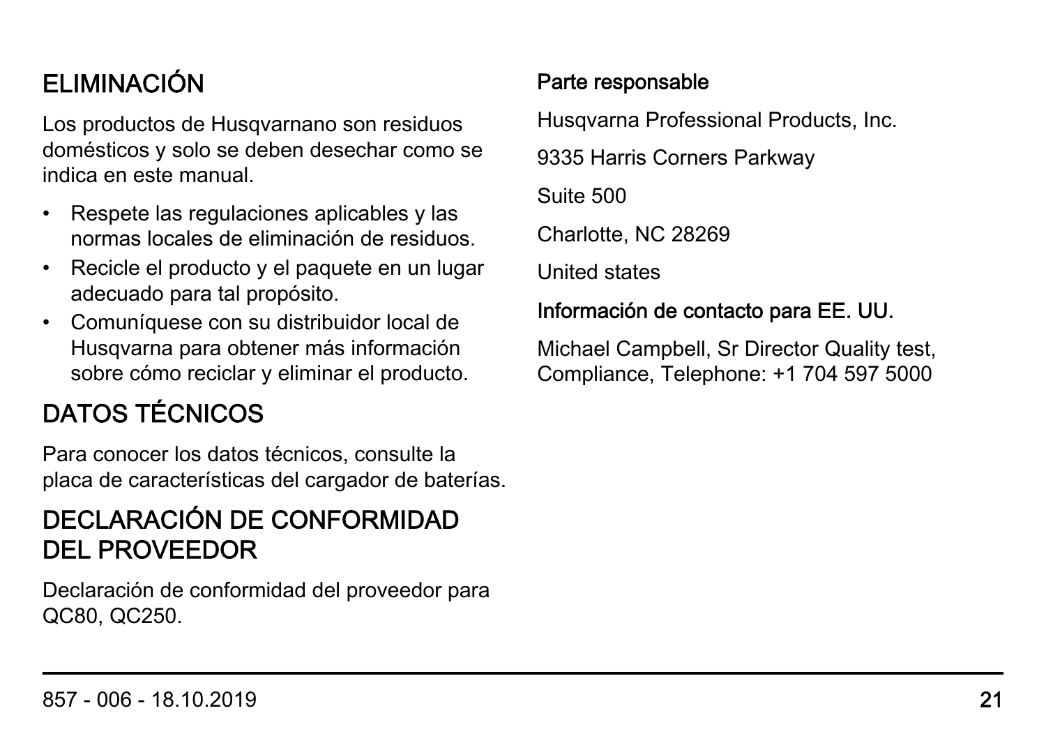## ELIMINACIÓN

Los productos de Husqvarnano son residuos domésticos y solo se deben desechar como se indica en este manual.

- Respete las regulaciones aplicables y las normas locales de eliminación de residuos.
- Recicle el producto y el paquete en un lugar adecuado para tal propósito.
- Comuníquese con su distribuidor local de Husqvarna para obtener más información sobre cómo reciclar y eliminar el producto.

## DATOS TÉCNICOS

Para conocer los datos técnicos, consulte la placa de características del cargador de baterías.

## DECLARACIÓN DE CONFORMIDAD DEL PROVEEDOR

Declaración de conformidad del proveedor para QC80, QC250.

**Parte responsable**

Husqvarna Professional Products, Inc.

9335 Harris Corners Parkway

Suite 500

Charlotte, NC 28269

United states

**Información de contacto para EE. UU.**

Michael Campbell, Sr Director Quality test, Compliance, Telephone: +1 704 597 5000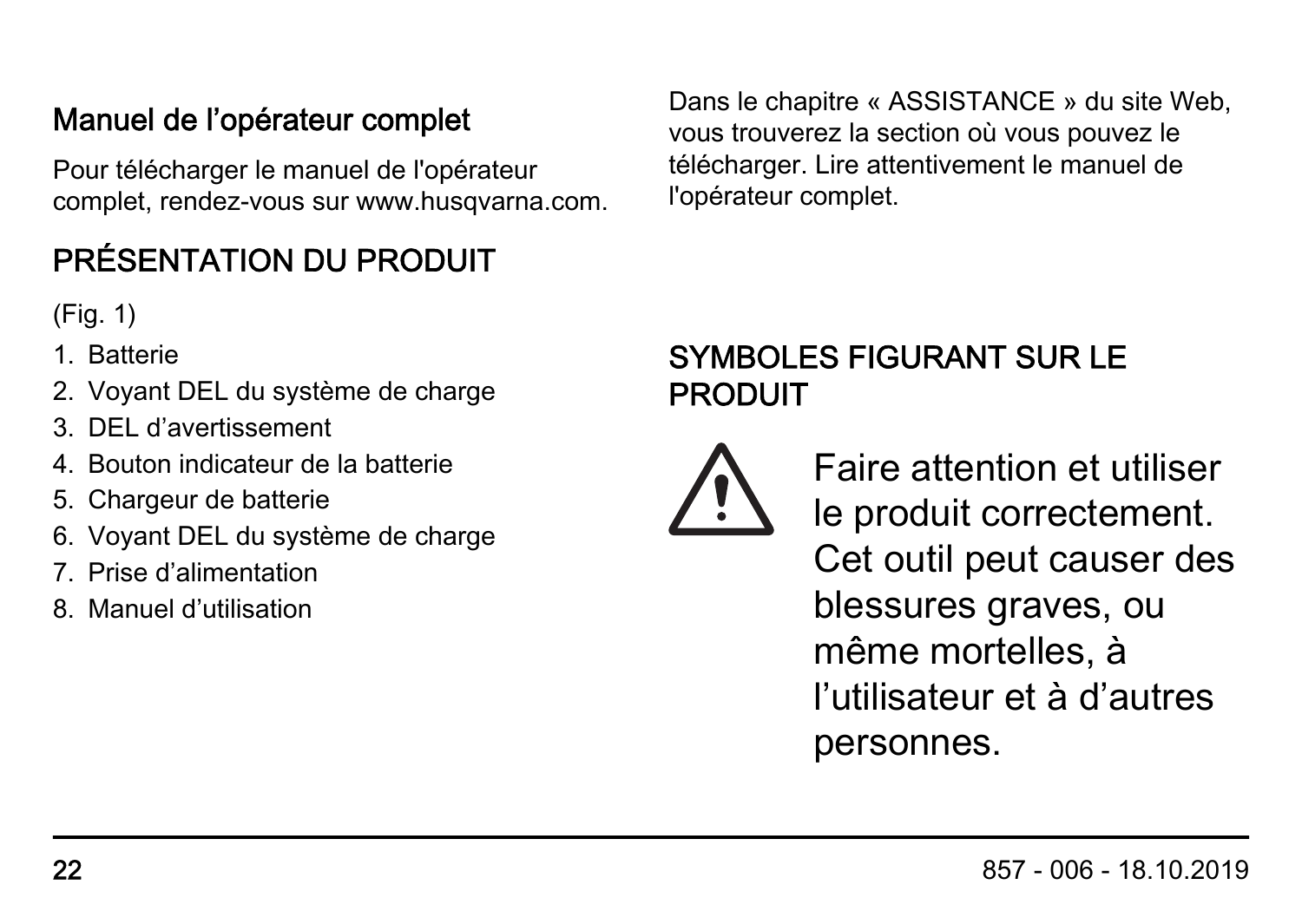## Manuel de l’opérateur complet

Pour télécharger le manuel de l'opérateur complet, rendez-vous sur www.husqvarna.com. Dans le chapitre « ASSISTANCE » du site Web, vous trouverez la section où vous pouvez le télécharger. Lire attentivement le manuel de l'opérateur complet.

## PRÉSENTATION DU PRODUIT

(Fig. 1)

1. Batterie
2. Voyant DEL du système de charge
3. DEL d’avertissement
4. Bouton indicateur de la batterie
5. Chargeur de batterie
6. Voyant DEL du système de charge
7. Prise d’alimentation
8. Manuel d’utilisation

## SYMBOLES FIGURANT SUR LE PRODUIT

⚠ Faire attention et utiliser le produit correctement. Cet outil peut causer des blessures graves, ou même mortelles, à l’utilisateur et à d’autres personnes.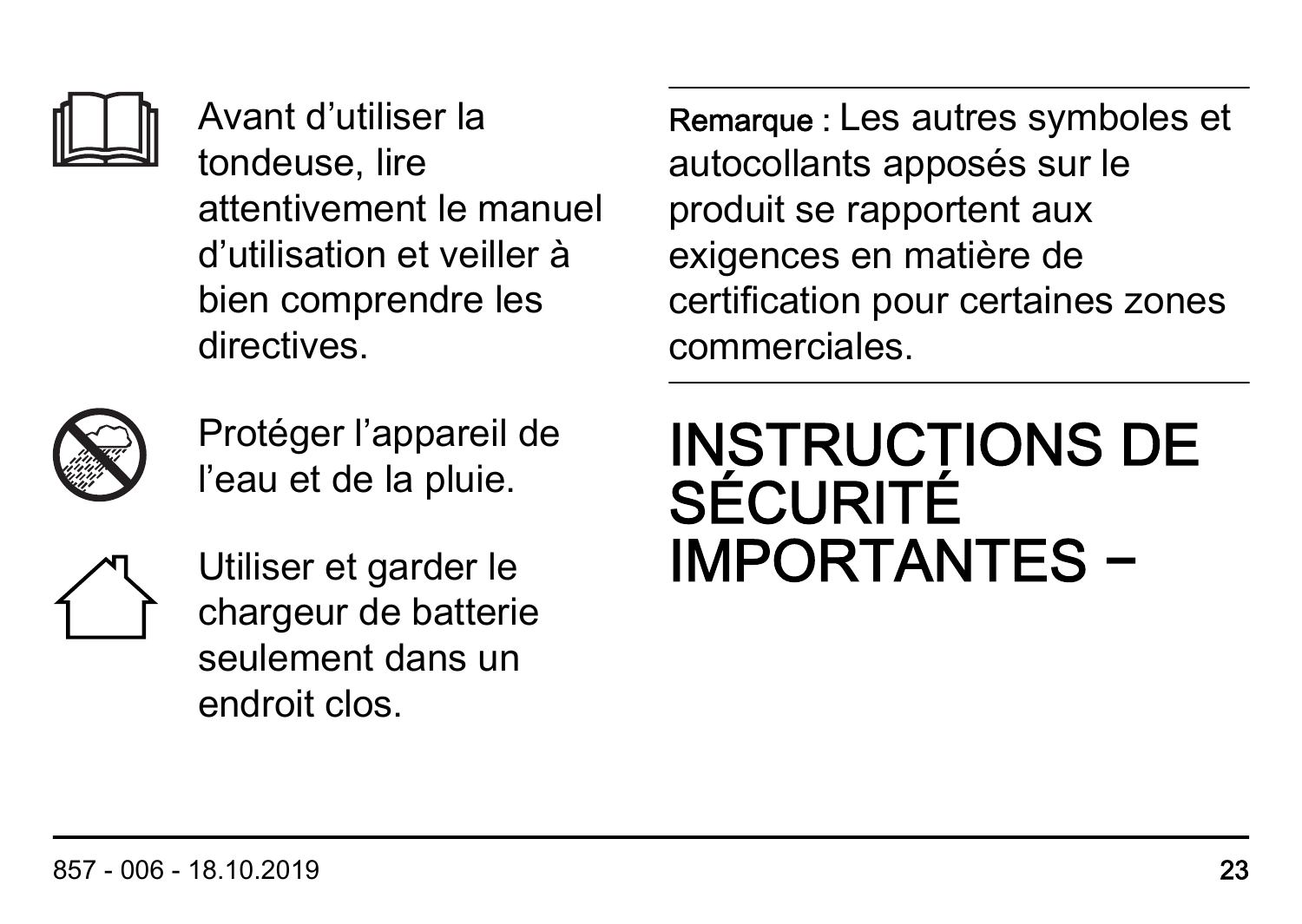Avant d’utiliser la tondeuse, lire attentivement le manuel d’utilisation et veiller à bien comprendre les directives.

Protéger l’appareil de l’eau et de la pluie.

Utiliser et garder le chargeur de batterie seulement dans un endroit clos.

---

**Remarque :** Les autres symboles et autocollants apposés sur le produit se rapportent aux exigences en matière de certification pour certaines zones commerciales.

---

# INSTRUCTIONS DE SÉCURITÉ IMPORTANTES –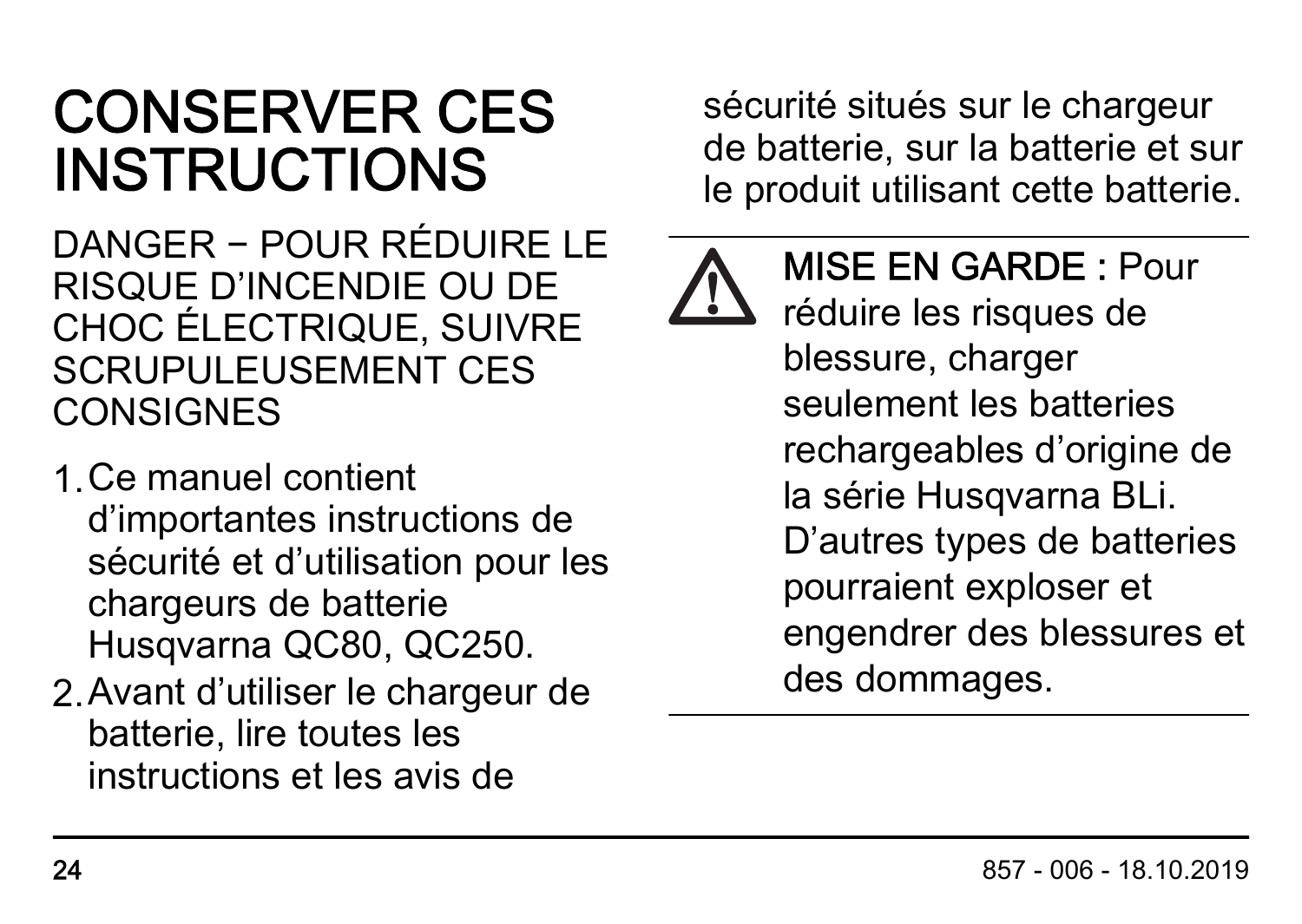# CONSERVER CES INSTRUCTIONS

DANGER − POUR RÉDUIRE LE RISQUE D’INCENDIE OU DE CHOC ÉLECTRIQUE, SUIVRE SCRUPULEUSEMENT CES CONSIGNES

1. Ce manuel contient d’importantes instructions de sécurité et d’utilisation pour les chargeurs de batterie Husqvarna QC80, QC250.
2. Avant d’utiliser le chargeur de batterie, lire toutes les instructions et les avis de sécurité situés sur le chargeur de batterie, sur la batterie et sur le produit utilisant cette batterie.

---

**MISE EN GARDE :** Pour réduire les risques de blessure, charger seulement les batteries rechargeables d’origine de la série Husqvarna BLi. D’autres types de batteries pourraient exploser et engendrer des blessures et des dommages.

---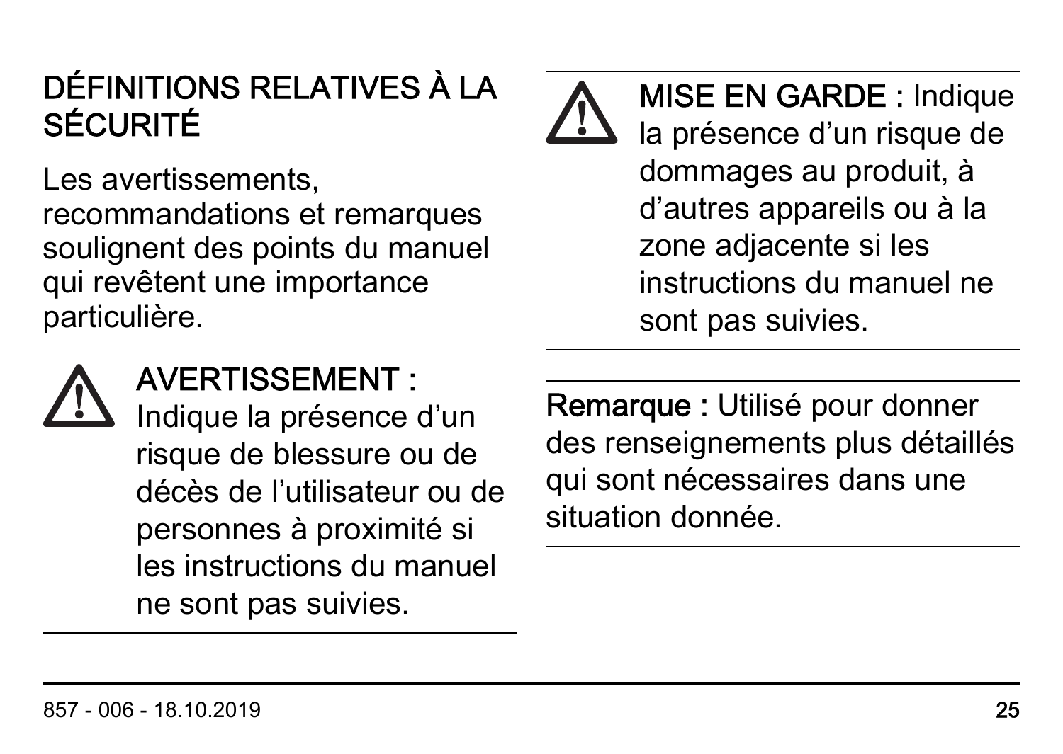## DÉFINITIONS RELATIVES À LA SÉCURITÉ

Les avertissements, recommandations et remarques soulignent des points du manuel qui revêtent une importance particulière.

---

**AVERTISSEMENT :** Indique la présence d'un risque de blessure ou de décès de l'utilisateur ou de personnes à proximité si les instructions du manuel ne sont pas suivies.

---

**MISE EN GARDE :** Indique la présence d'un risque de dommages au produit, à d'autres appareils ou à la zone adjacente si les instructions du manuel ne sont pas suivies.

---

**Remarque :** Utilisé pour donner des renseignements plus détaillés qui sont nécessaires dans une situation donnée.

---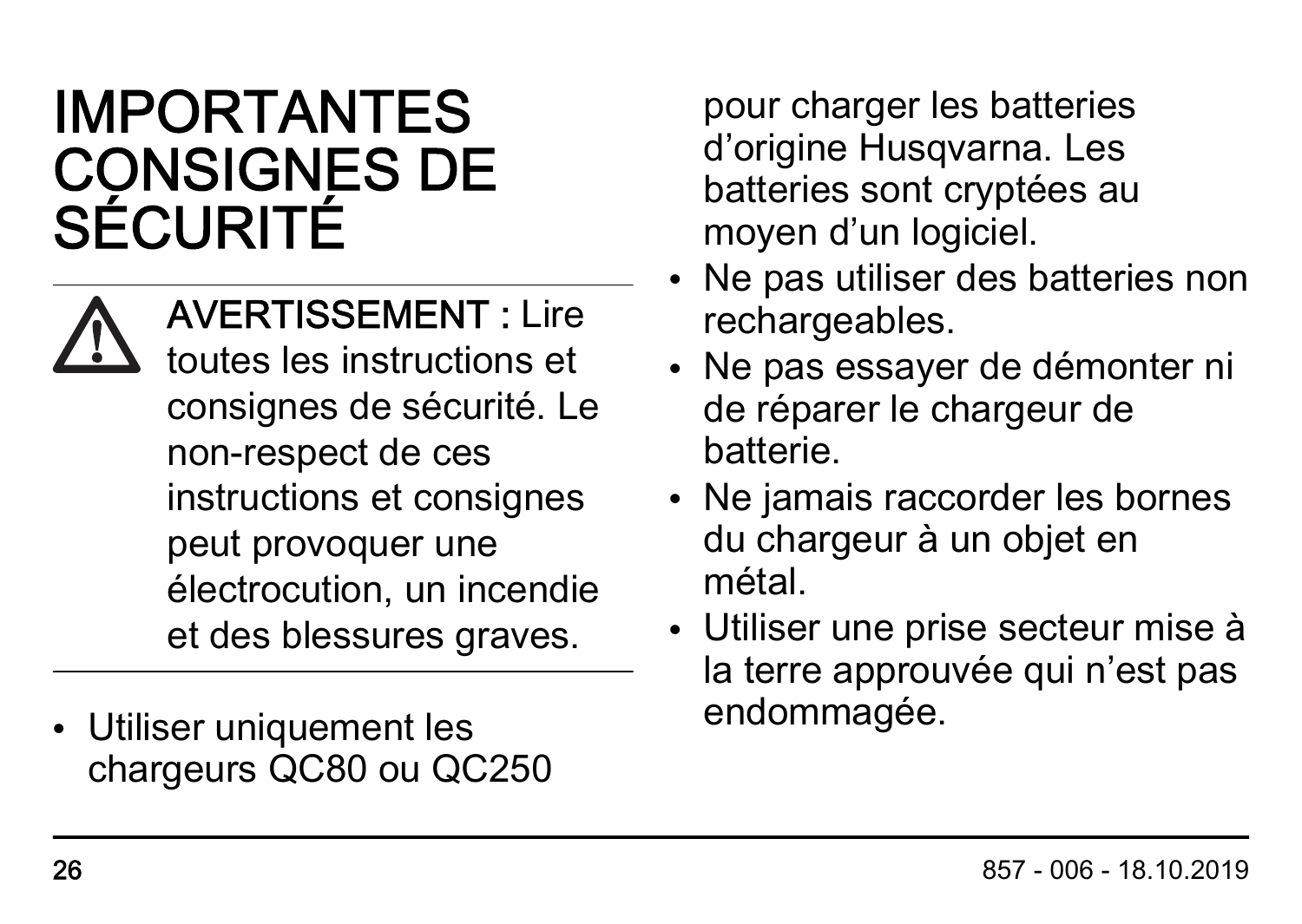# IMPORTANTES CONSIGNES DE SÉCURITÉ

**AVERTISSEMENT :** Lire toutes les instructions et consignes de sécurité. Le non-respect de ces instructions et consignes peut provoquer une électrocution, un incendie et des blessures graves.

- Utiliser uniquement les chargeurs QC80 ou QC250 pour charger les batteries d'origine Husqvarna. Les batteries sont cryptées au moyen d'un logiciel.
- Ne pas utiliser des batteries non rechargeables.
- Ne pas essayer de démonter ni de réparer le chargeur de batterie.
- Ne jamais raccorder les bornes du chargeur à un objet en métal.
- Utiliser une prise secteur mise à la terre approuvée qui n'est pas endommagée.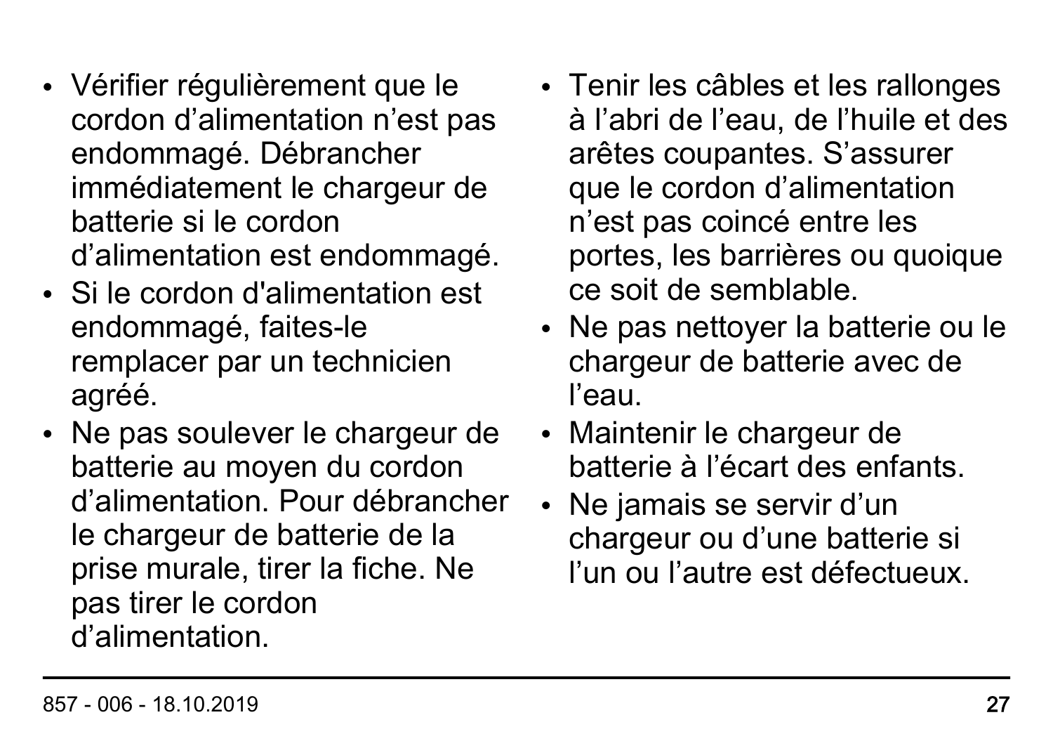- Vérifier régulièrement que le cordon d’alimentation n’est pas endommagé. Débrancher immédiatement le chargeur de batterie si le cordon d’alimentation est endommagé.
- Si le cordon d'alimentation est endommagé, faites-le remplacer par un technicien agréé.
- Ne pas soulever le chargeur de batterie au moyen du cordon d’alimentation. Pour débrancher le chargeur de batterie de la prise murale, tirer la fiche. Ne pas tirer le cordon d’alimentation.
- Tenir les câbles et les rallonges à l’abri de l’eau, de l’huile et des arêtes coupantes. S’assurer que le cordon d’alimentation n’est pas coincé entre les portes, les barrières ou quoique ce soit de semblable.
- Ne pas nettoyer la batterie ou le chargeur de batterie avec de l’eau.
- Maintenir le chargeur de batterie à l’écart des enfants.
- Ne jamais se servir d’un chargeur ou d’une batterie si l’un ou l’autre est défectueux.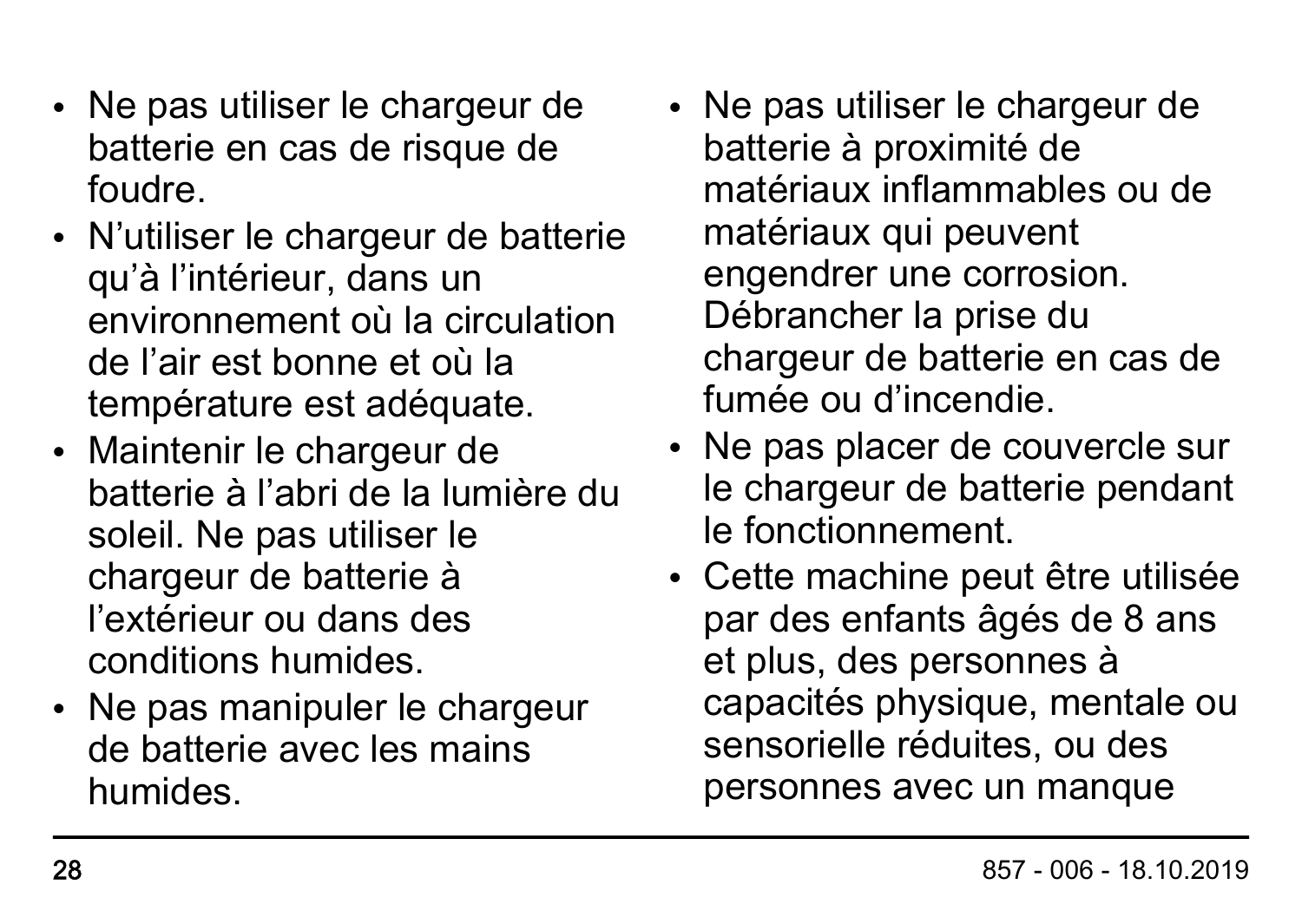- Ne pas utiliser le chargeur de batterie en cas de risque de foudre.
- N’utiliser le chargeur de batterie qu’à l’intérieur, dans un environnement où la circulation de l’air est bonne et où la température est adéquate.
- Maintenir le chargeur de batterie à l’abri de la lumière du soleil. Ne pas utiliser le chargeur de batterie à l’extérieur ou dans des conditions humides.
- Ne pas manipuler le chargeur de batterie avec les mains humides.
- Ne pas utiliser le chargeur de batterie à proximité de matériaux inflammables ou de matériaux qui peuvent engendrer une corrosion. Débrancher la prise du chargeur de batterie en cas de fumée ou d’incendie.
- Ne pas placer de couvercle sur le chargeur de batterie pendant le fonctionnement.
- Cette machine peut être utilisée par des enfants âgés de 8 ans et plus, des personnes à capacités physique, mentale ou sensorielle réduites, ou des personnes avec un manque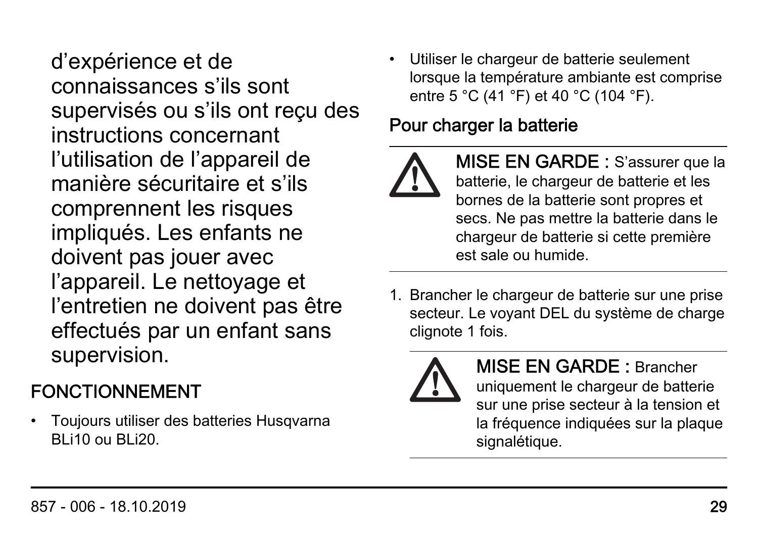d'expérience et de connaissances s'ils sont supervisés ou s'ils ont reçu des instructions concernant l'utilisation de l'appareil de manière sécuritaire et s'ils comprennent les risques impliqués. Les enfants ne doivent pas jouer avec l'appareil. Le nettoyage et l'entretien ne doivent pas être effectués par un enfant sans supervision.

## FONCTIONNEMENT

- Toujours utiliser des batteries Husqvarna BLi10 ou BLi20.
- Utiliser le chargeur de batterie seulement lorsque la température ambiante est comprise entre 5 °C (41 °F) et 40 °C (104 °F).

### Pour charger la batterie

**MISE EN GARDE :** S'assurer que la batterie, le chargeur de batterie et les bornes de la batterie sont propres et secs. Ne pas mettre la batterie dans le chargeur de batterie si cette première est sale ou humide.

1. Brancher le chargeur de batterie sur une prise secteur. Le voyant DEL du système de charge clignote 1 fois.

   **MISE EN GARDE :** Brancher uniquement le chargeur de batterie sur une prise secteur à la tension et la fréquence indiquées sur la plaque signalétique.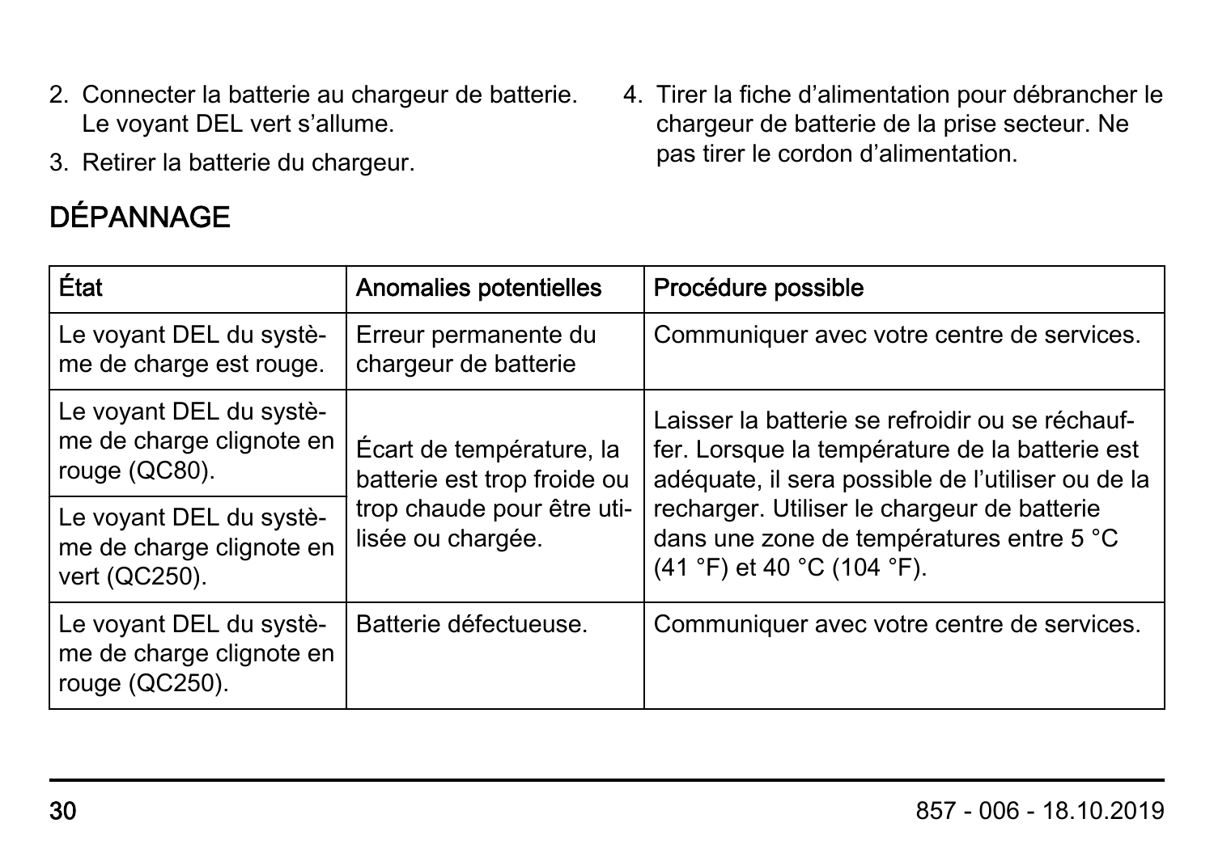2. Connecter la batterie au chargeur de batterie. Le voyant DEL vert s'allume.
3. Retirer la batterie du chargeur.
4. Tirer la fiche d'alimentation pour débrancher le chargeur de batterie de la prise secteur. Ne pas tirer le cordon d'alimentation.

## DÉPANNAGE

| État | Anomalies potentielles | Procédure possible |
|---|---|---|
| Le voyant DEL du système de charge est rouge. | Erreur permanente du chargeur de batterie | Communiquer avec votre centre de services. |
| Le voyant DEL du système de charge clignote en rouge (QC80). | Écart de température, la batterie est trop froide ou trop chaude pour être utilisée ou chargée. | Laisser la batterie se refroidir ou se réchauffer. Lorsque la température de la batterie est adéquate, il sera possible de l'utiliser ou de la recharger. Utiliser le chargeur de batterie dans une zone de températures entre 5 °C (41 °F) et 40 °C (104 °F). |
| Le voyant DEL du système de charge clignote en vert (QC250). | | |
| Le voyant DEL du système de charge clignote en rouge (QC250). | Batterie défectueuse. | Communiquer avec votre centre de services. |

857 - 006 - 18.10.2019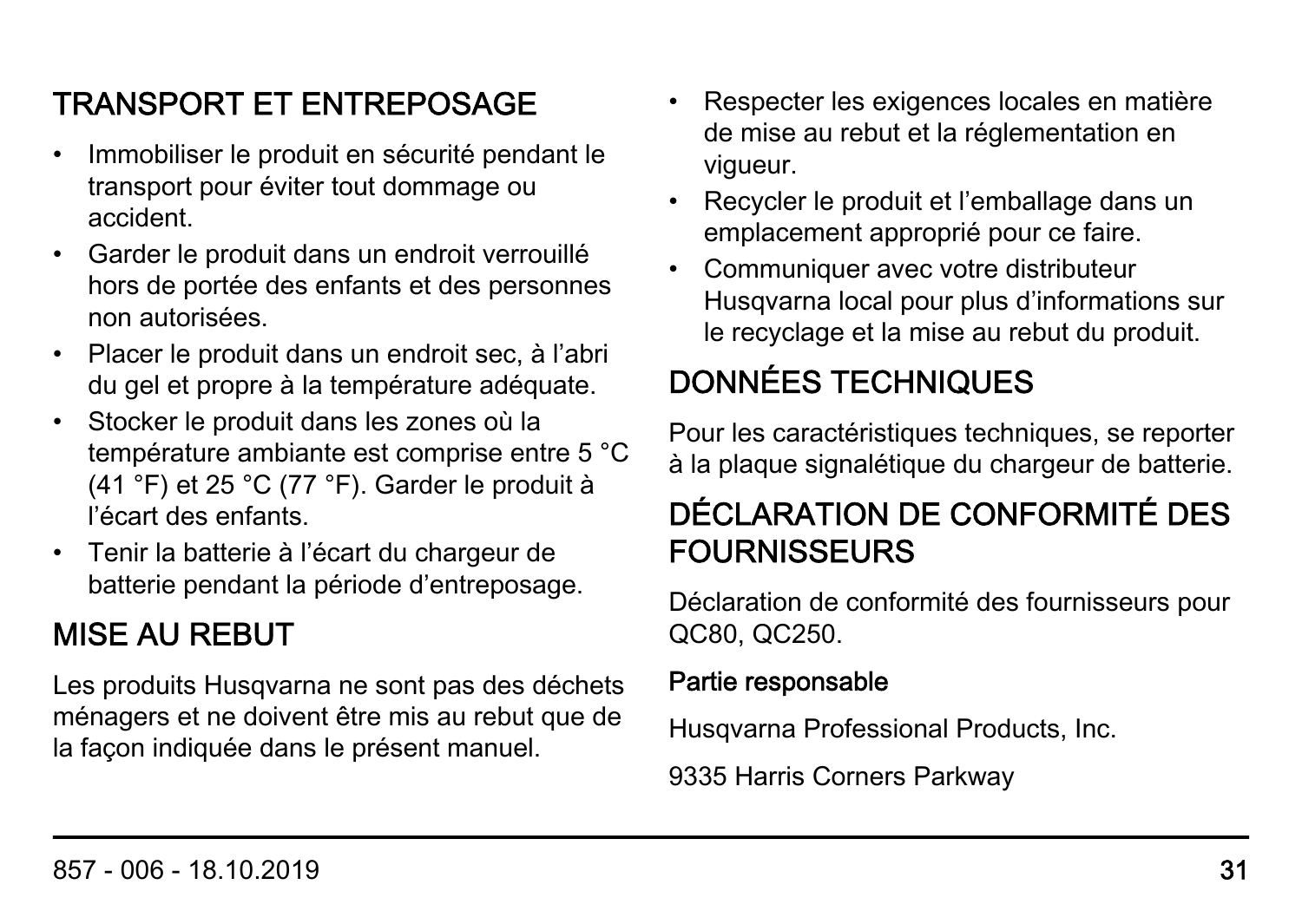## TRANSPORT ET ENTREPOSAGE

- Immobiliser le produit en sécurité pendant le transport pour éviter tout dommage ou accident.
- Garder le produit dans un endroit verrouillé hors de portée des enfants et des personnes non autorisées.
- Placer le produit dans un endroit sec, à l'abri du gel et propre à la température adéquate.
- Stocker le produit dans les zones où la température ambiante est comprise entre 5 °C (41 °F) et 25 °C (77 °F). Garder le produit à l'écart des enfants.
- Tenir la batterie à l'écart du chargeur de batterie pendant la période d'entreposage.

## MISE AU REBUT

Les produits Husqvarna ne sont pas des déchets ménagers et ne doivent être mis au rebut que de la façon indiquée dans le présent manuel.

- Respecter les exigences locales en matière de mise au rebut et la réglementation en vigueur.
- Recycler le produit et l'emballage dans un emplacement approprié pour ce faire.
- Communiquer avec votre distributeur Husqvarna local pour plus d'informations sur le recyclage et la mise au rebut du produit.

## DONNÉES TECHNIQUES

Pour les caractéristiques techniques, se reporter à la plaque signalétique du chargeur de batterie.

## DÉCLARATION DE CONFORMITÉ DES FOURNISSEURS

Déclaration de conformité des fournisseurs pour QC80, QC250.

**Partie responsable**

Husqvarna Professional Products, Inc.

9335 Harris Corners Parkway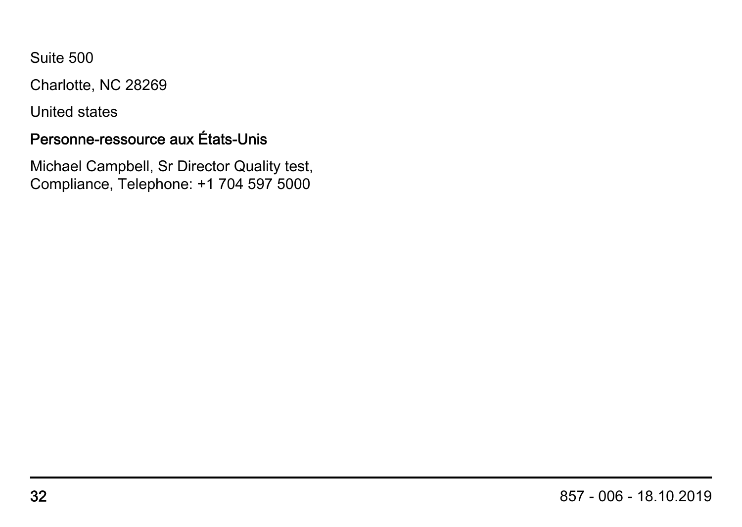Suite 500

Charlotte, NC 28269

United states

**Personne-ressource aux États-Unis**

Michael Campbell, Sr Director Quality test,
Compliance, Telephone: +1 704 597 5000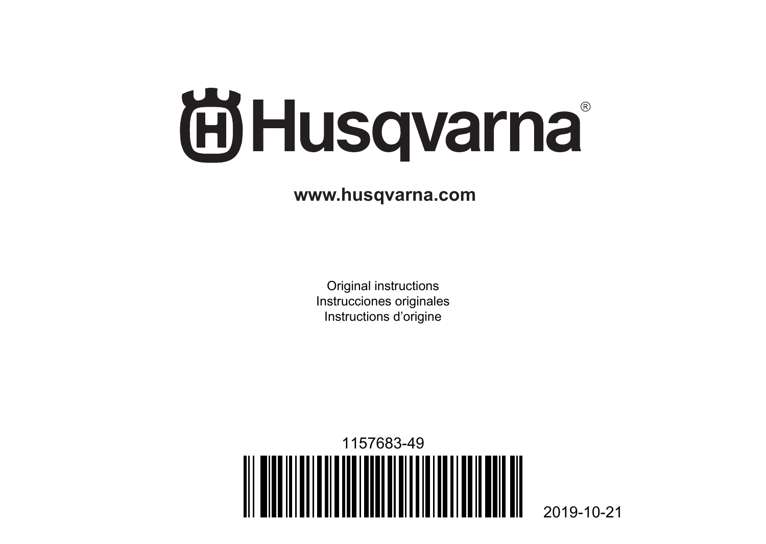# Husqvarna®

**www.husqvarna.com**

Original instructions
Instrucciones originales
Instructions d'origine

1157683-49

2019-10-21